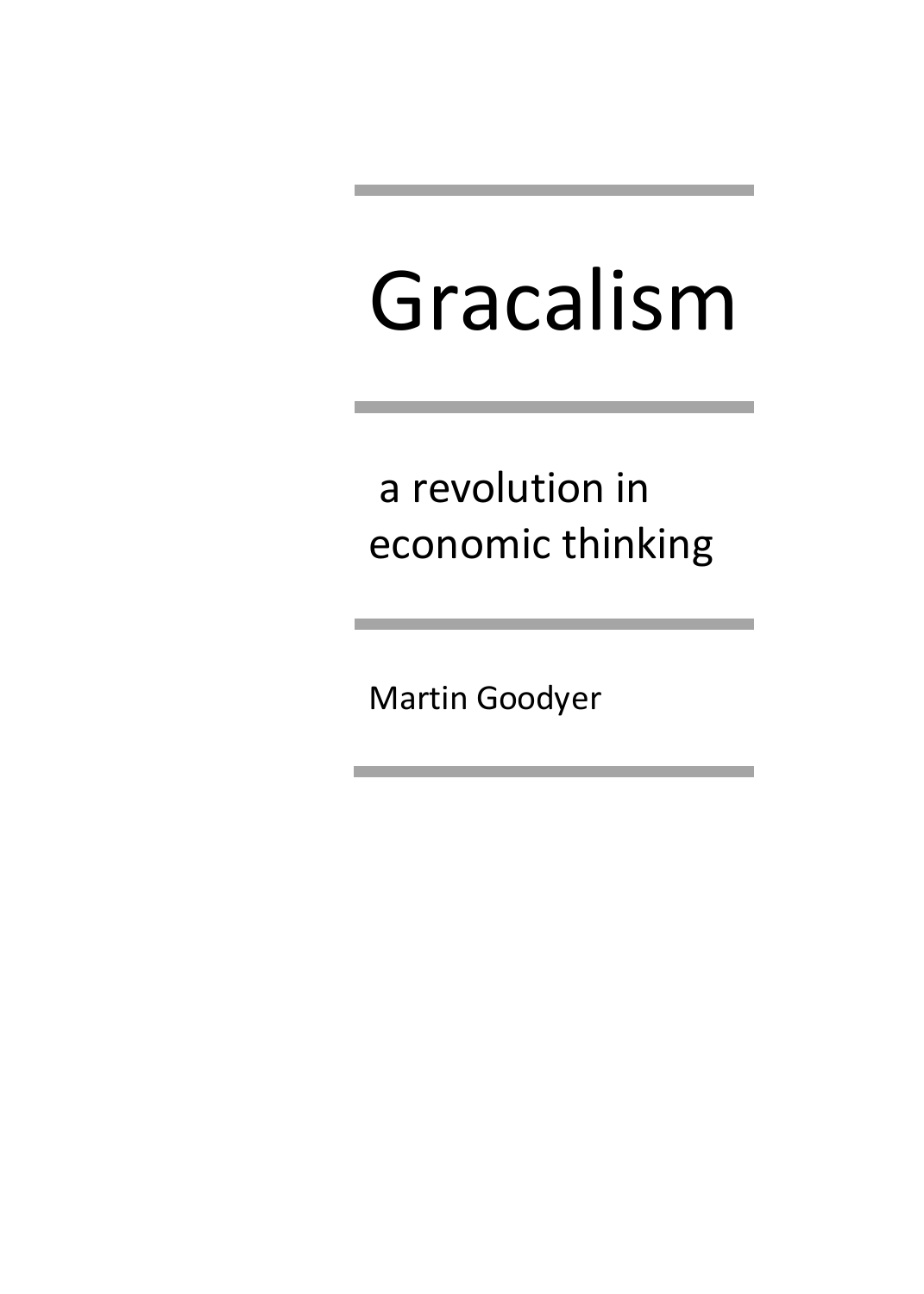# Gracalism

## a revolution in economic thinking

Martin Goodyer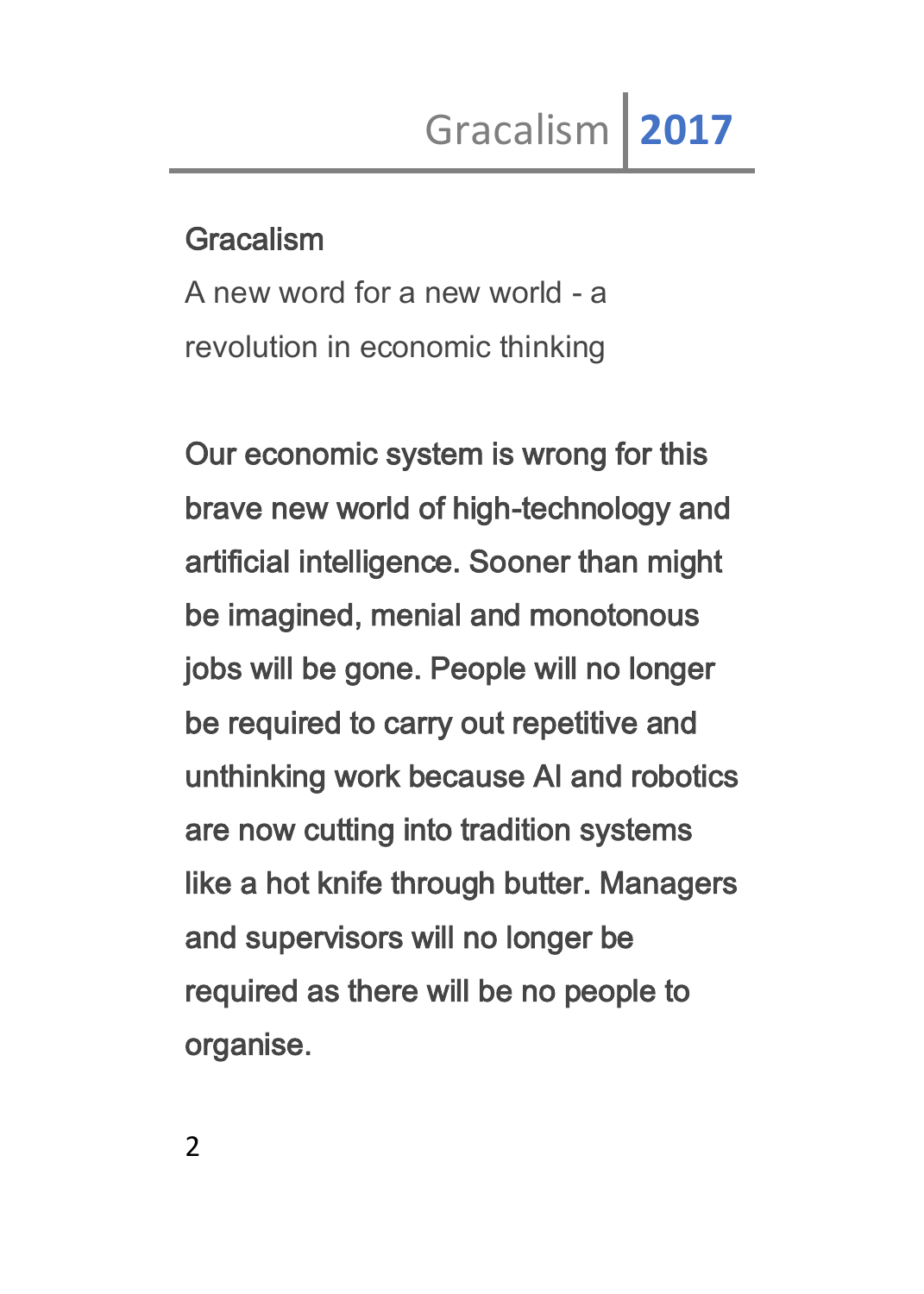## Gracalism

A new word for a new world - a revolution in economic thinking

Our economic system is wrong for this brave new world of high-technology and artificial intelligence. Sooner than might be imagined, menial and monotonous jobs will be gone. People will no longer be required to carry out repetitive and unthinking work because AI and robotics are now cutting into tradition systems like a hot knife through butter. Managers and supervisors will no longer be required as there will be no people to organise.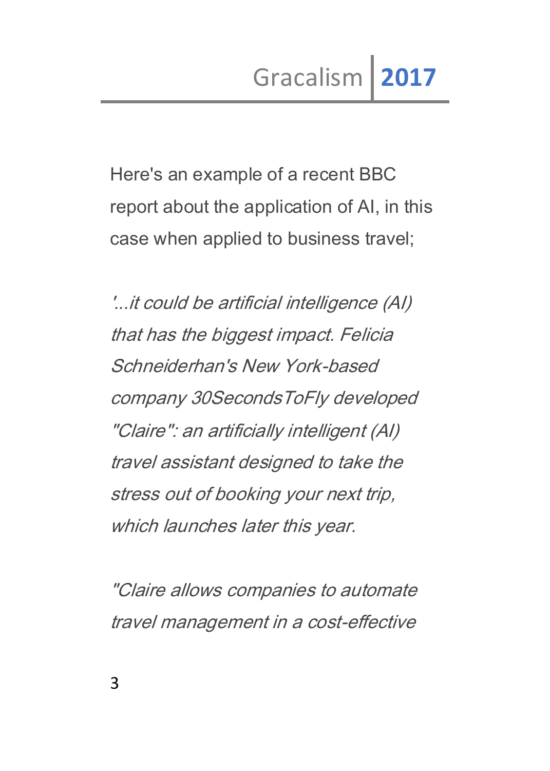Here's an example of a recent BBC report about the application of AI, in this case when applied to business travel;

*'...it could be artificial intelligence (AI) that has the biggest impact. Felicia Schneiderhan's New York-based company 30SecondsToFly developed "Claire": an artificially intelligent (AI) travel assistant designed to take the stress out of booking your next trip, which launches later this year.*

*"Claire allows companies to automate travel management in a cost-effective*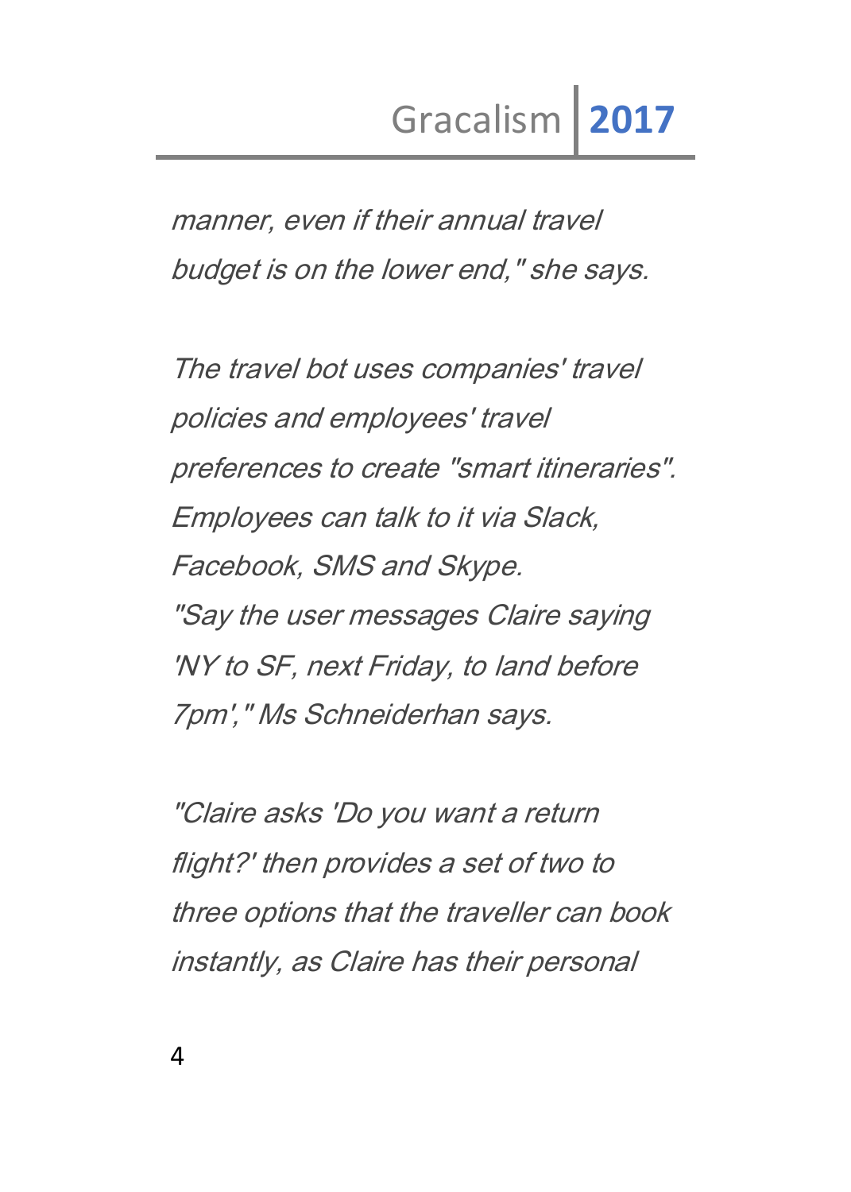*manner, even if their annual travel budget is on the lower end," she says.*

*The travel bot uses companies' travel policies and employees' travel preferences to create "smart itineraries". Employees can talk to it via Slack, Facebook, SMS and Skype.*
*"Say the user messages Claire saying 'NY to SF, next Friday, to land before 7pm'," Ms Schneiderhan says.*

*"Claire asks 'Do you want a return flight?' then provides a set of two to three options that the traveller can book instantly, as Claire has their personal*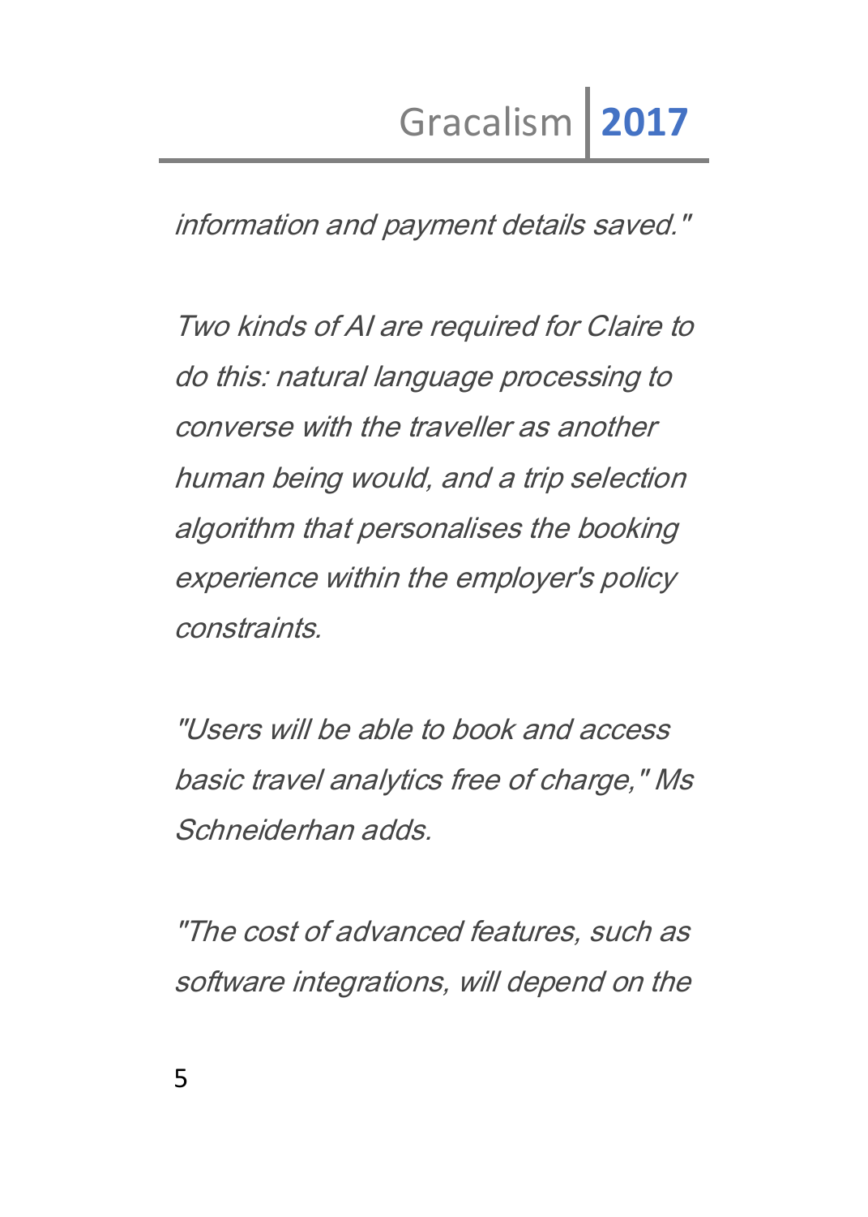*information and payment details saved."*

*Two kinds of AI are required for Claire to do this: natural language processing to converse with the traveller as another human being would, and a trip selection algorithm that personalises the booking experience within the employer's policy constraints.*

*"Users will be able to book and access basic travel analytics free of charge," Ms Schneiderhan adds.*

*"The cost of advanced features, such as software integrations, will depend on the*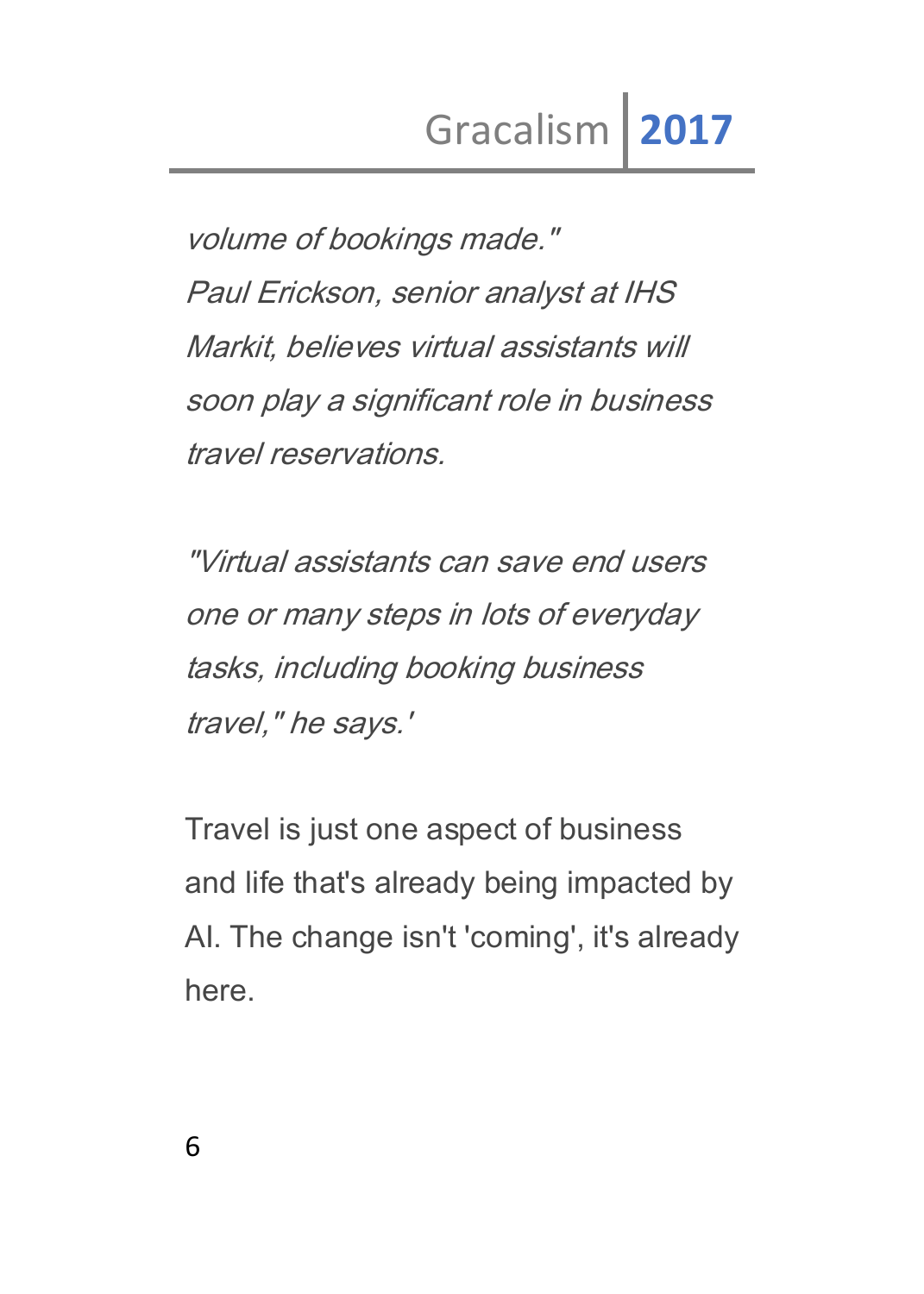*volume of bookings made."*
*Paul Erickson, senior analyst at IHS Markit, believes virtual assistants will soon play a significant role in business travel reservations.*

*"Virtual assistants can save end users one or many steps in lots of everyday tasks, including booking business travel," he says.'*

Travel is just one aspect of business and life that's already being impacted by AI. The change isn't 'coming', it's already here.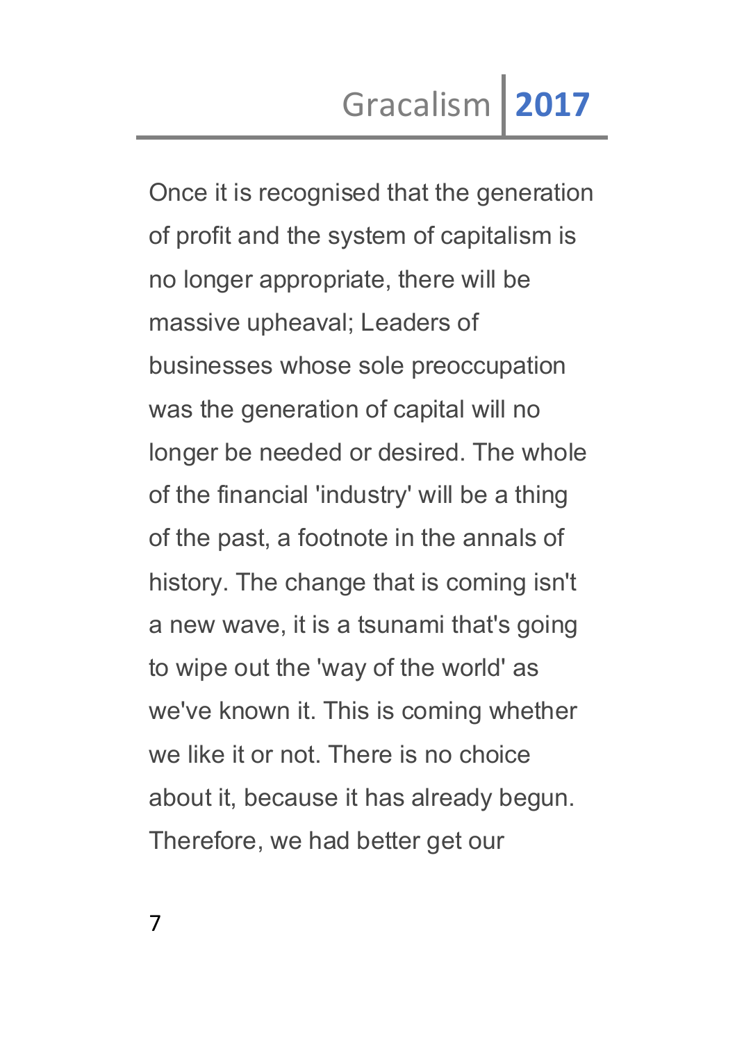Once it is recognised that the generation of profit and the system of capitalism is no longer appropriate, there will be massive upheaval; Leaders of businesses whose sole preoccupation was the generation of capital will no longer be needed or desired. The whole of the financial 'industry' will be a thing of the past, a footnote in the annals of history. The change that is coming isn't a new wave, it is a tsunami that's going to wipe out the 'way of the world' as we've known it. This is coming whether we like it or not. There is no choice about it, because it has already begun. Therefore, we had better get our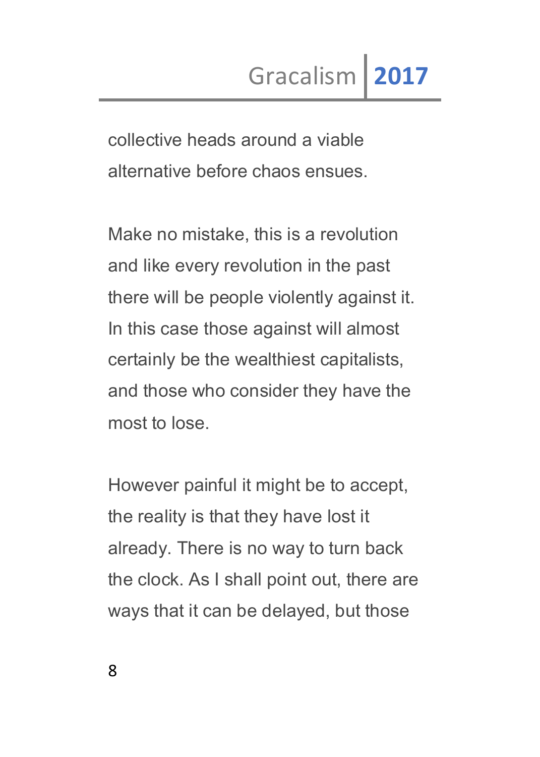collective heads around a viable alternative before chaos ensues.

Make no mistake, this is a revolution and like every revolution in the past there will be people violently against it. In this case those against will almost certainly be the wealthiest capitalists, and those who consider they have the most to lose.

However painful it might be to accept, the reality is that they have lost it already. There is no way to turn back the clock. As I shall point out, there are ways that it can be delayed, but those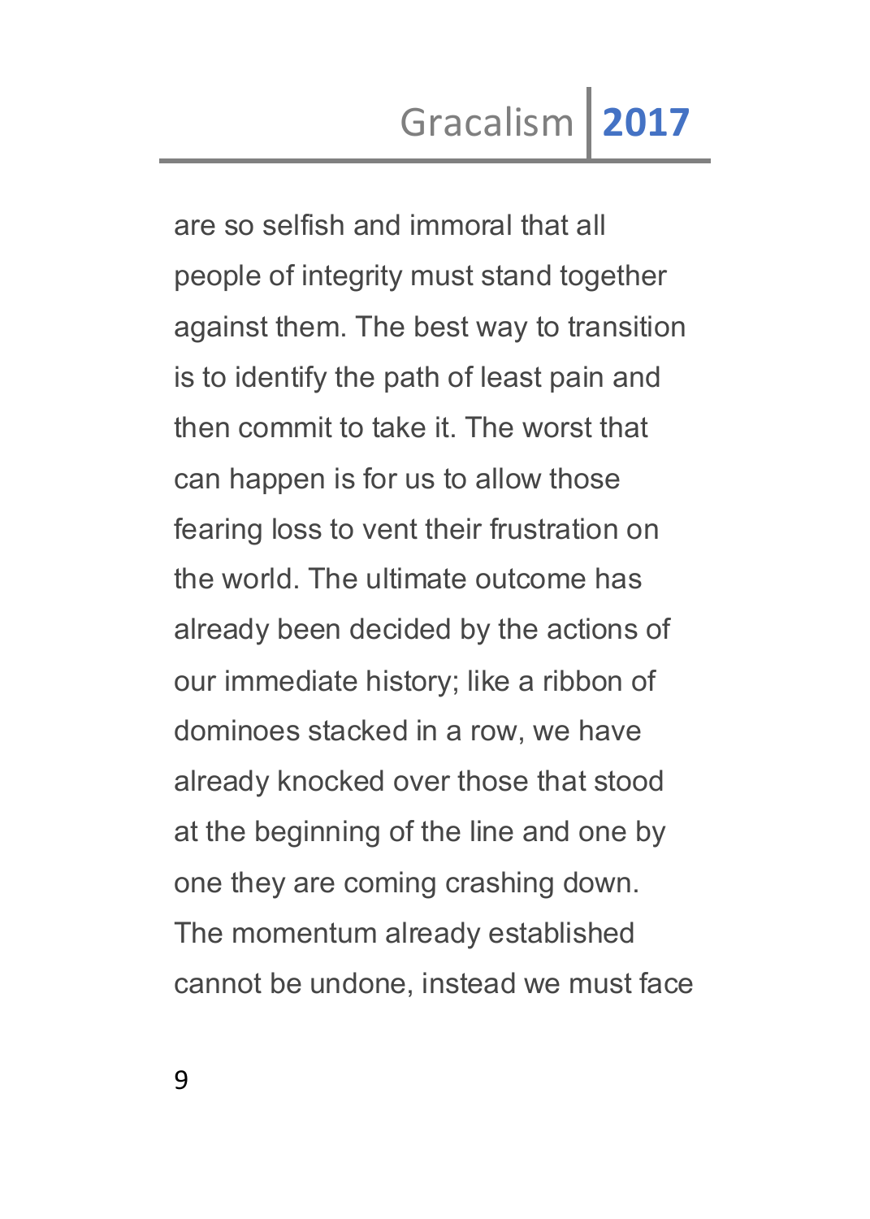are so selfish and immoral that all people of integrity must stand together against them. The best way to transition is to identify the path of least pain and then commit to take it. The worst that can happen is for us to allow those fearing loss to vent their frustration on the world. The ultimate outcome has already been decided by the actions of our immediate history; like a ribbon of dominoes stacked in a row, we have already knocked over those that stood at the beginning of the line and one by one they are coming crashing down. The momentum already established cannot be undone, instead we must face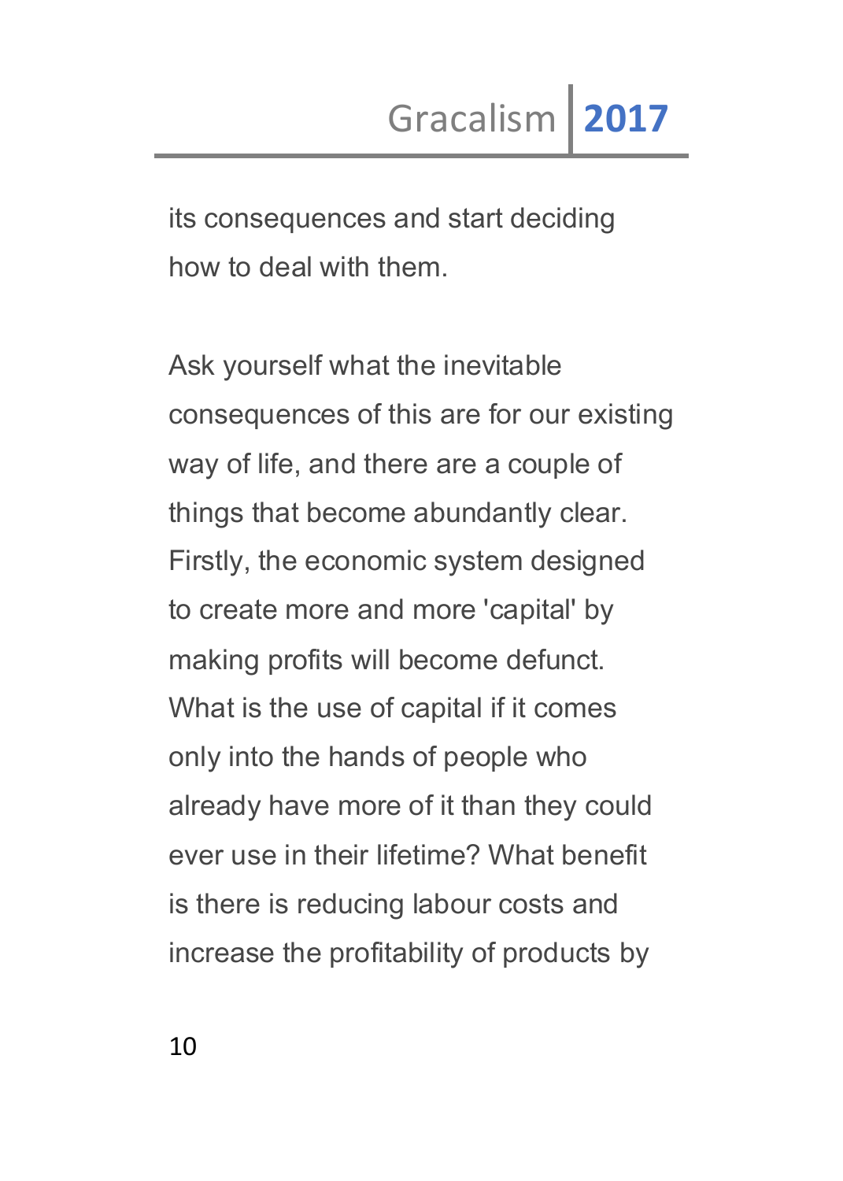its consequences and start deciding how to deal with them.

Ask yourself what the inevitable consequences of this are for our existing way of life, and there are a couple of things that become abundantly clear. Firstly, the economic system designed to create more and more 'capital' by making profits will become defunct. What is the use of capital if it comes only into the hands of people who already have more of it than they could ever use in their lifetime? What benefit is there is reducing labour costs and increase the profitability of products by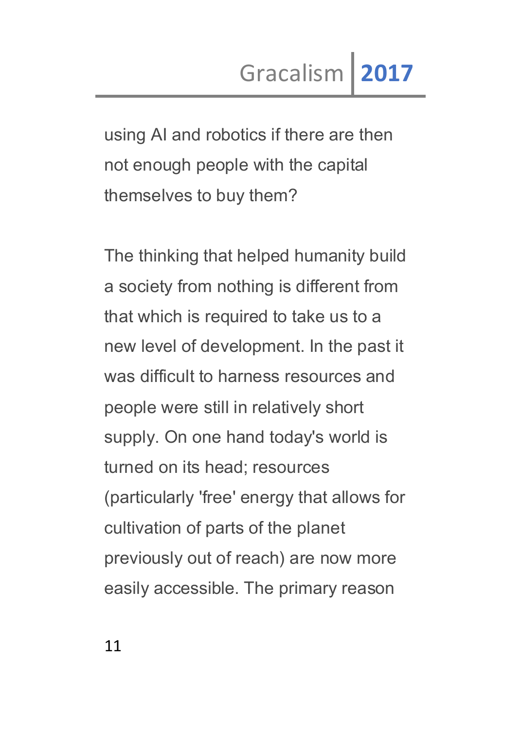using AI and robotics if there are then not enough people with the capital themselves to buy them?

The thinking that helped humanity build a society from nothing is different from that which is required to take us to a new level of development. In the past it was difficult to harness resources and people were still in relatively short supply. On one hand today's world is turned on its head; resources (particularly 'free' energy that allows for cultivation of parts of the planet previously out of reach) are now more easily accessible. The primary reason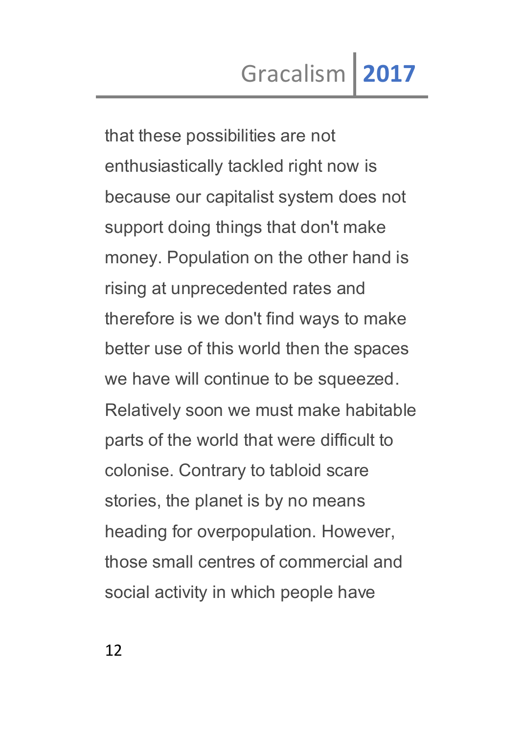that these possibilities are not enthusiastically tackled right now is because our capitalist system does not support doing things that don't make money. Population on the other hand is rising at unprecedented rates and therefore is we don't find ways to make better use of this world then the spaces we have will continue to be squeezed. Relatively soon we must make habitable parts of the world that were difficult to colonise. Contrary to tabloid scare stories, the planet is by no means heading for overpopulation. However, those small centres of commercial and social activity in which people have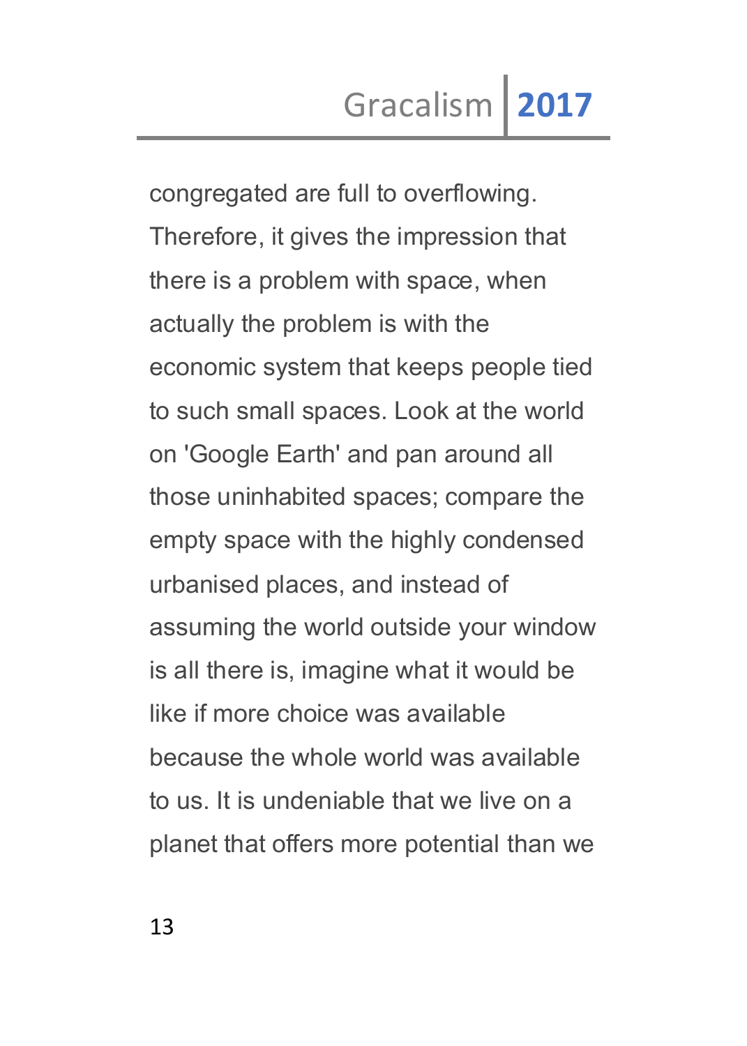congregated are full to overflowing. Therefore, it gives the impression that there is a problem with space, when actually the problem is with the economic system that keeps people tied to such small spaces. Look at the world on 'Google Earth' and pan around all those uninhabited spaces; compare the empty space with the highly condensed urbanised places, and instead of assuming the world outside your window is all there is, imagine what it would be like if more choice was available because the whole world was available to us. It is undeniable that we live on a planet that offers more potential than we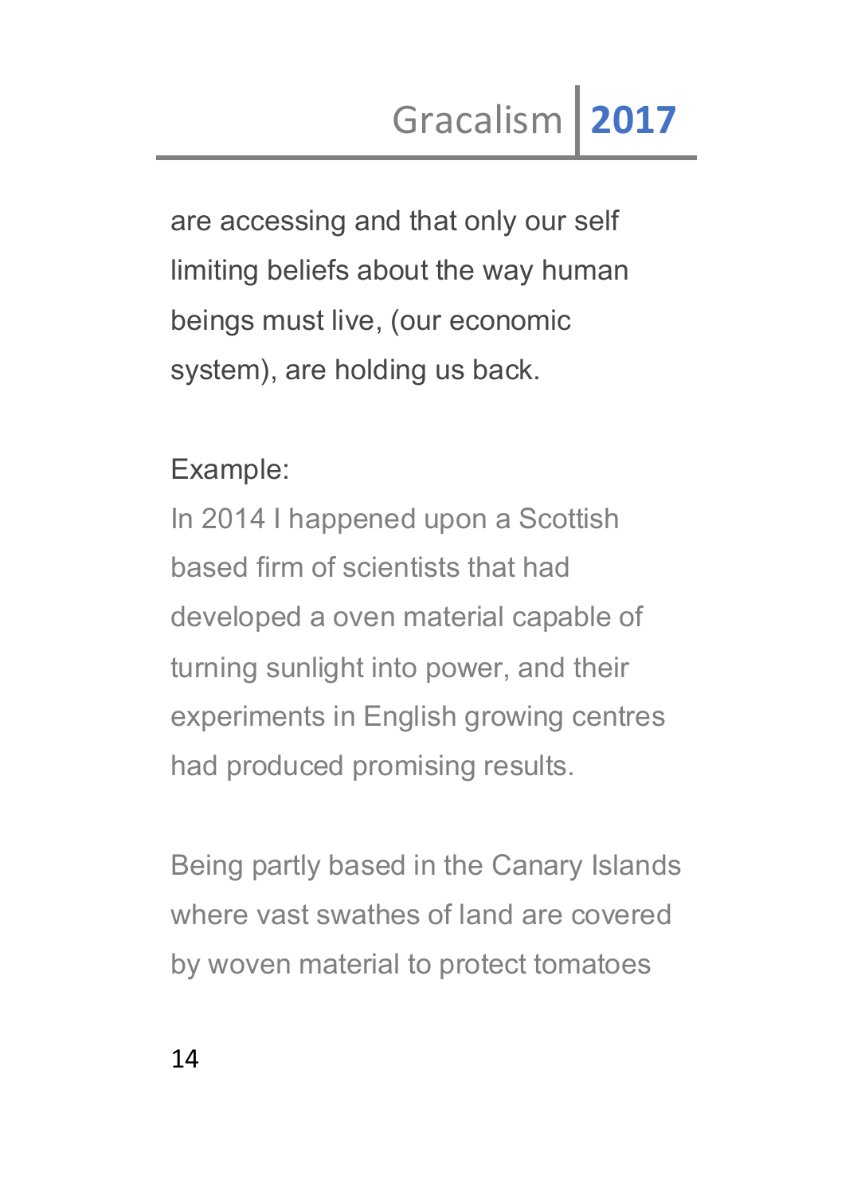are accessing and that only our self limiting beliefs about the way human beings must live, (our economic system), are holding us back.

Example:

In 2014 I happened upon a Scottish based firm of scientists that had developed a oven material capable of turning sunlight into power, and their experiments in English growing centres had produced promising results.

Being partly based in the Canary Islands where vast swathes of land are covered by woven material to protect tomatoes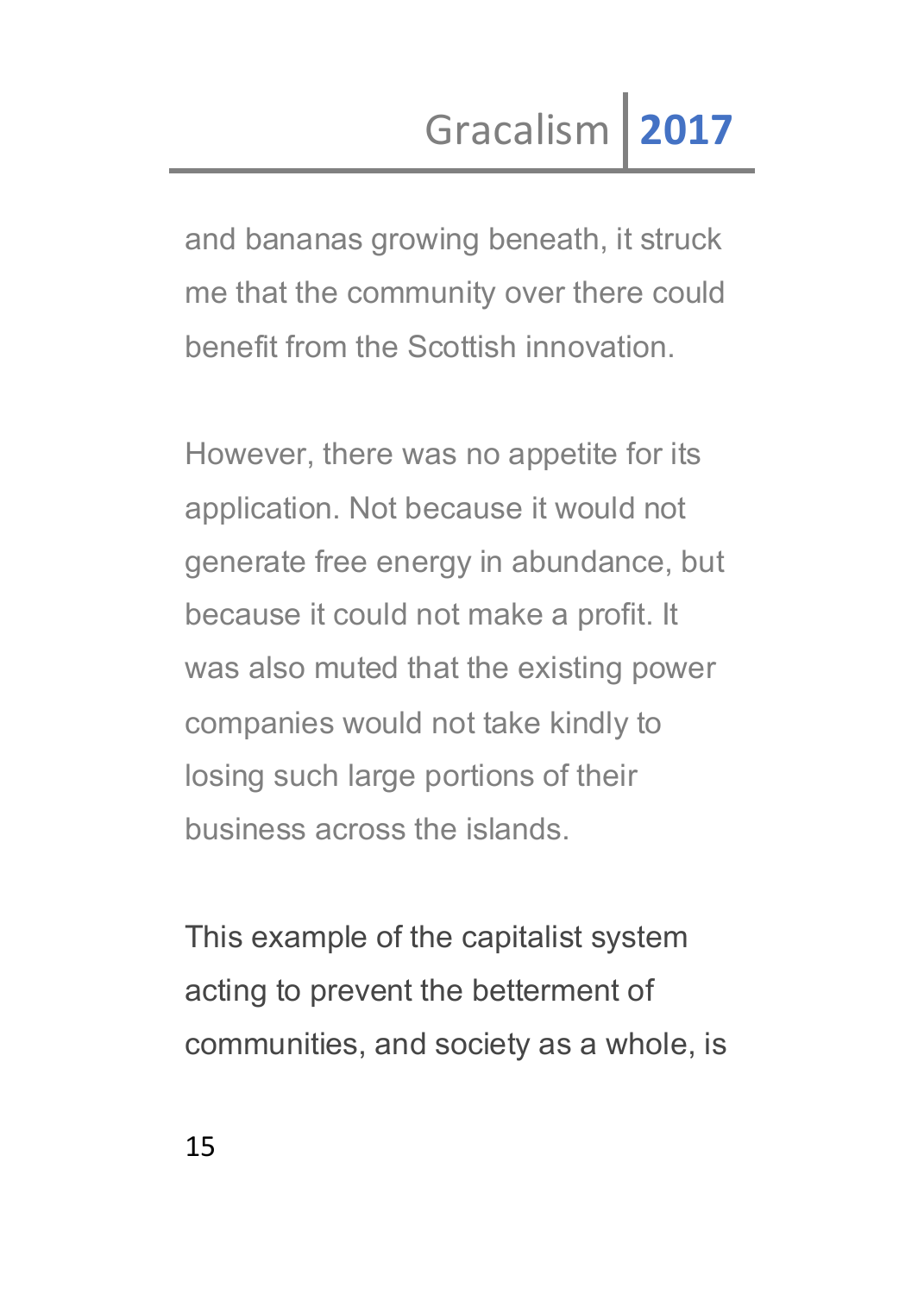and bananas growing beneath, it struck me that the community over there could benefit from the Scottish innovation.

However, there was no appetite for its application. Not because it would not generate free energy in abundance, but because it could not make a profit. It was also muted that the existing power companies would not take kindly to losing such large portions of their business across the islands.

This example of the capitalist system acting to prevent the betterment of communities, and society as a whole, is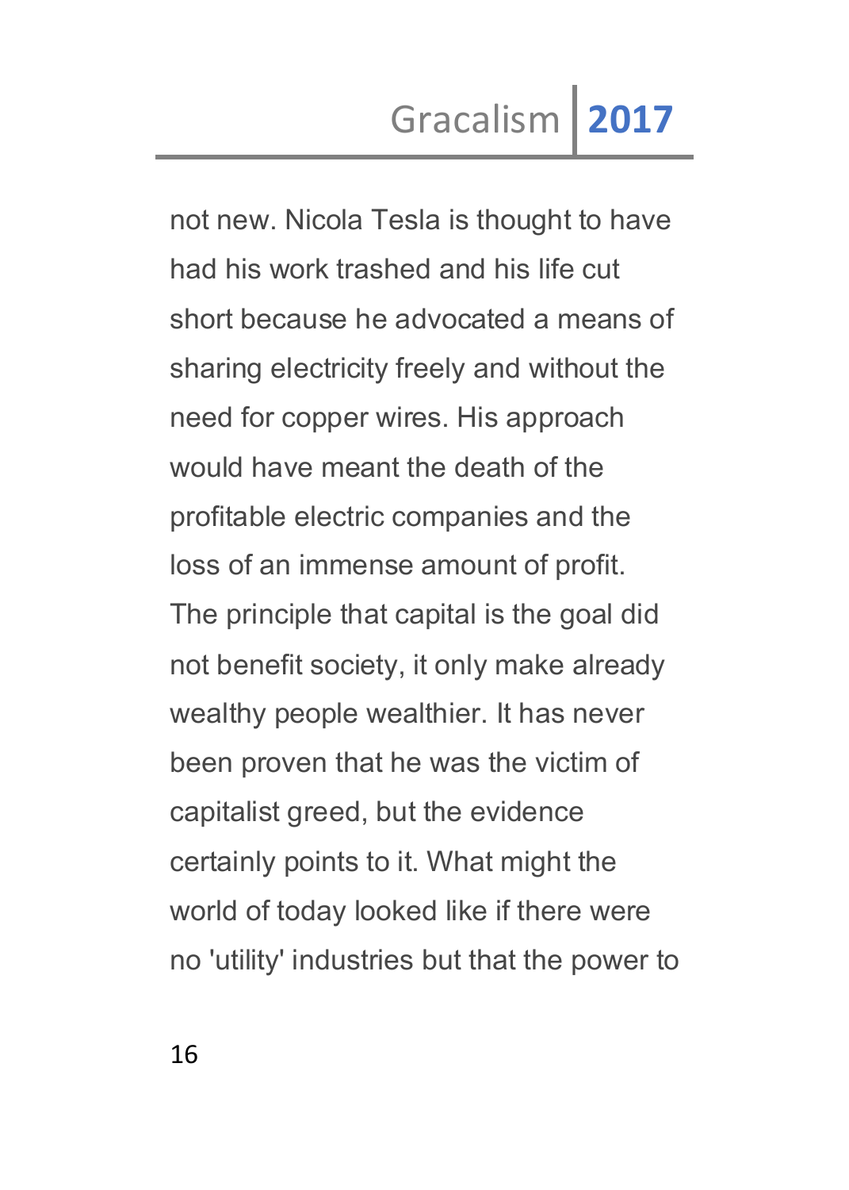not new. Nicola Tesla is thought to have had his work trashed and his life cut short because he advocated a means of sharing electricity freely and without the need for copper wires. His approach would have meant the death of the profitable electric companies and the loss of an immense amount of profit. The principle that capital is the goal did not benefit society, it only make already wealthy people wealthier. It has never been proven that he was the victim of capitalist greed, but the evidence certainly points to it. What might the world of today looked like if there were no 'utility' industries but that the power to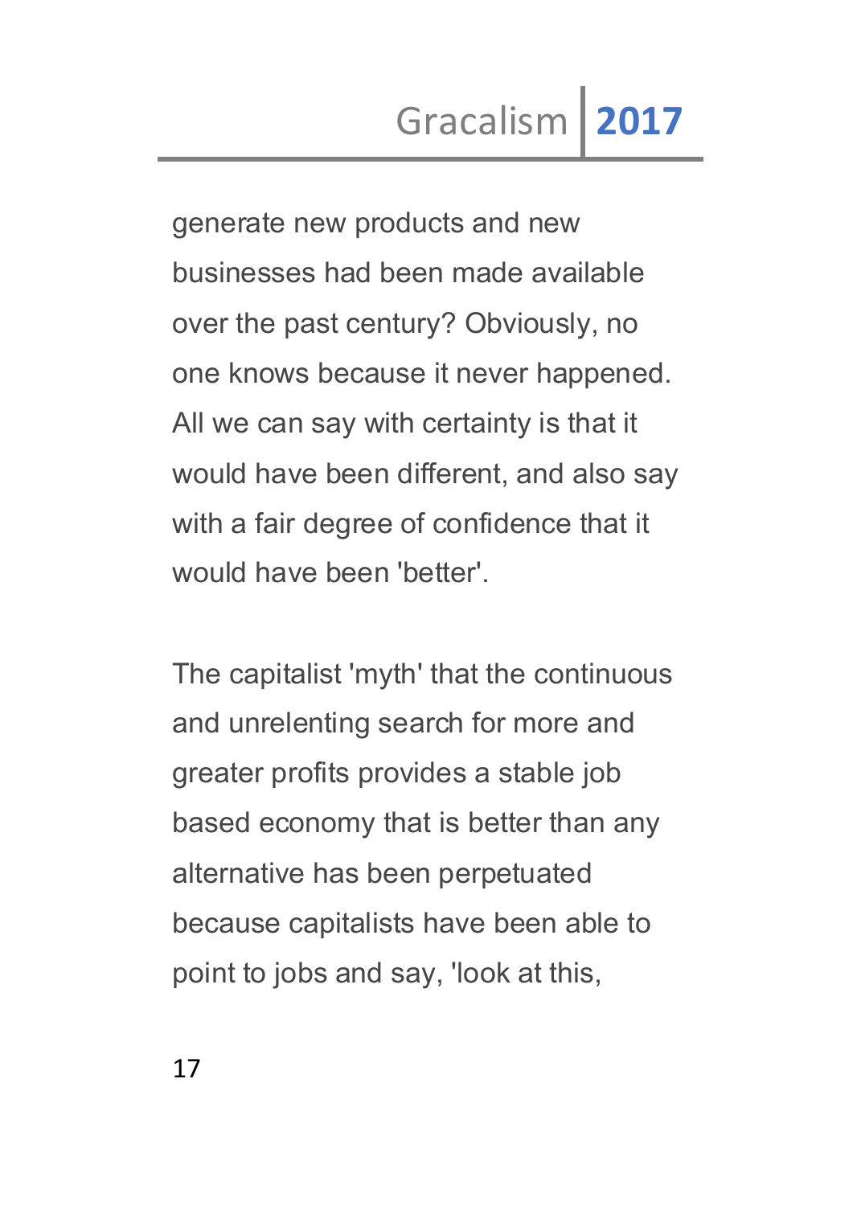generate new products and new businesses had been made available over the past century? Obviously, no one knows because it never happened. All we can say with certainty is that it would have been different, and also say with a fair degree of confidence that it would have been 'better'.

The capitalist 'myth' that the continuous and unrelenting search for more and greater profits provides a stable job based economy that is better than any alternative has been perpetuated because capitalists have been able to point to jobs and say, 'look at this,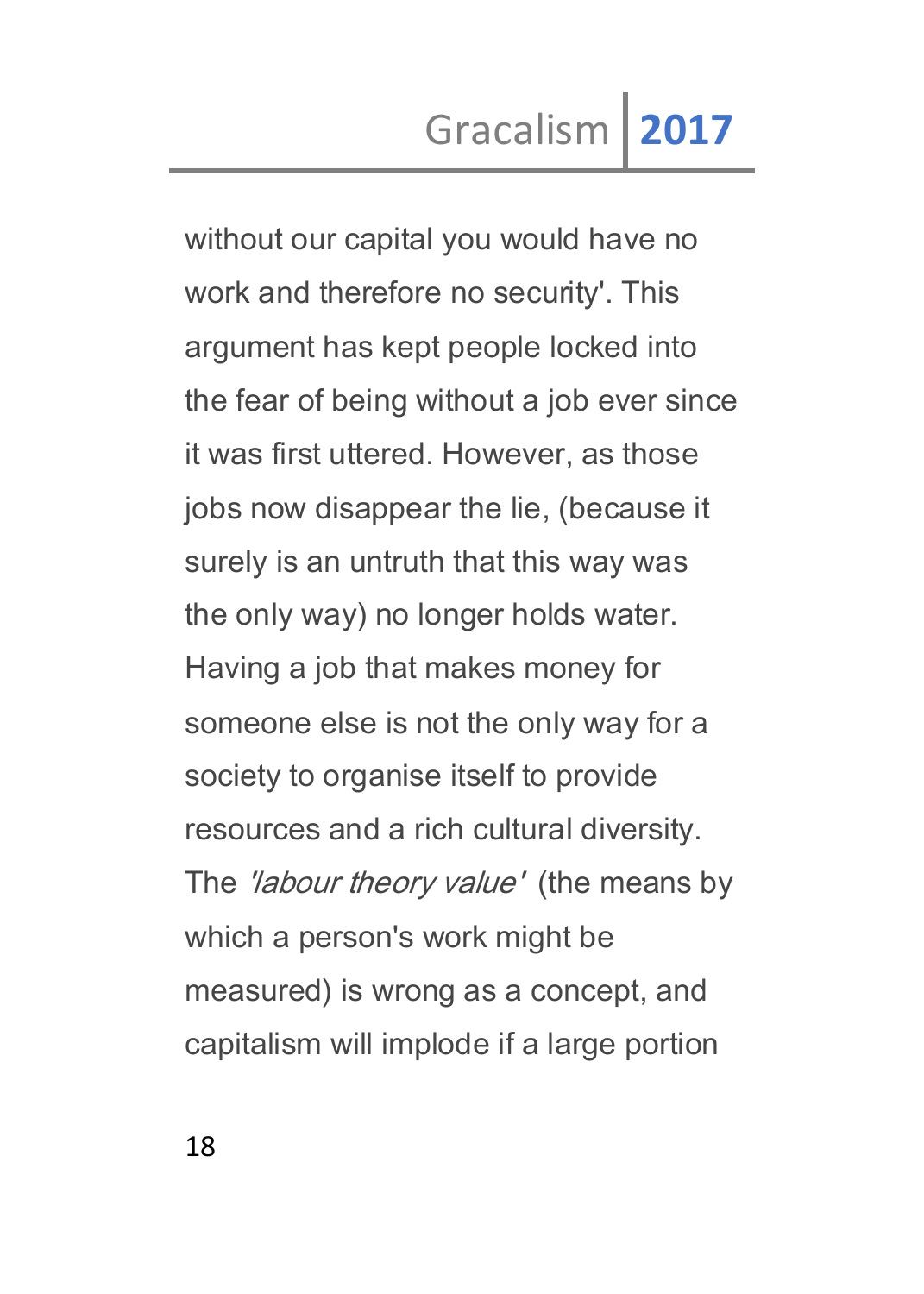without our capital you would have no work and therefore no security'. This argument has kept people locked into the fear of being without a job ever since it was first uttered. However, as those jobs now disappear the lie, (because it surely is an untruth that this way was the only way) no longer holds water. Having a job that makes money for someone else is not the only way for a society to organise itself to provide resources and a rich cultural diversity. The *'labour theory value'* (the means by which a person's work might be measured) is wrong as a concept, and capitalism will implode if a large portion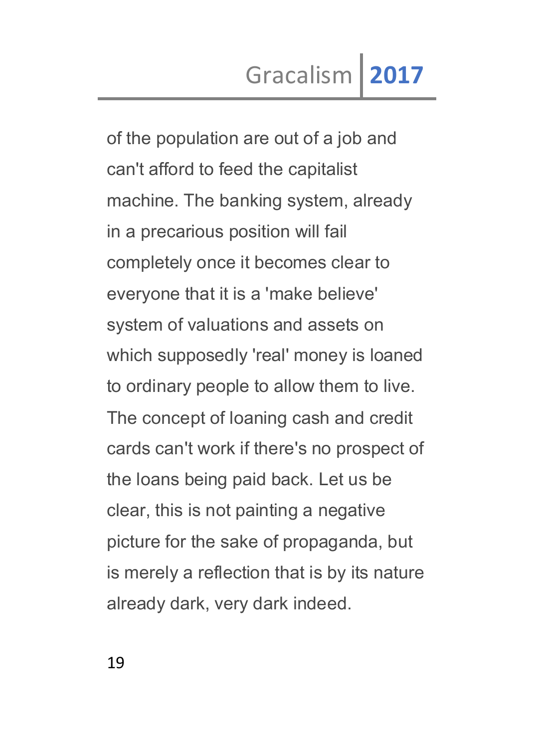of the population are out of a job and can't afford to feed the capitalist machine. The banking system, already in a precarious position will fail completely once it becomes clear to everyone that it is a 'make believe' system of valuations and assets on which supposedly 'real' money is loaned to ordinary people to allow them to live. The concept of loaning cash and credit cards can't work if there's no prospect of the loans being paid back. Let us be clear, this is not painting a negative picture for the sake of propaganda, but is merely a reflection that is by its nature already dark, very dark indeed.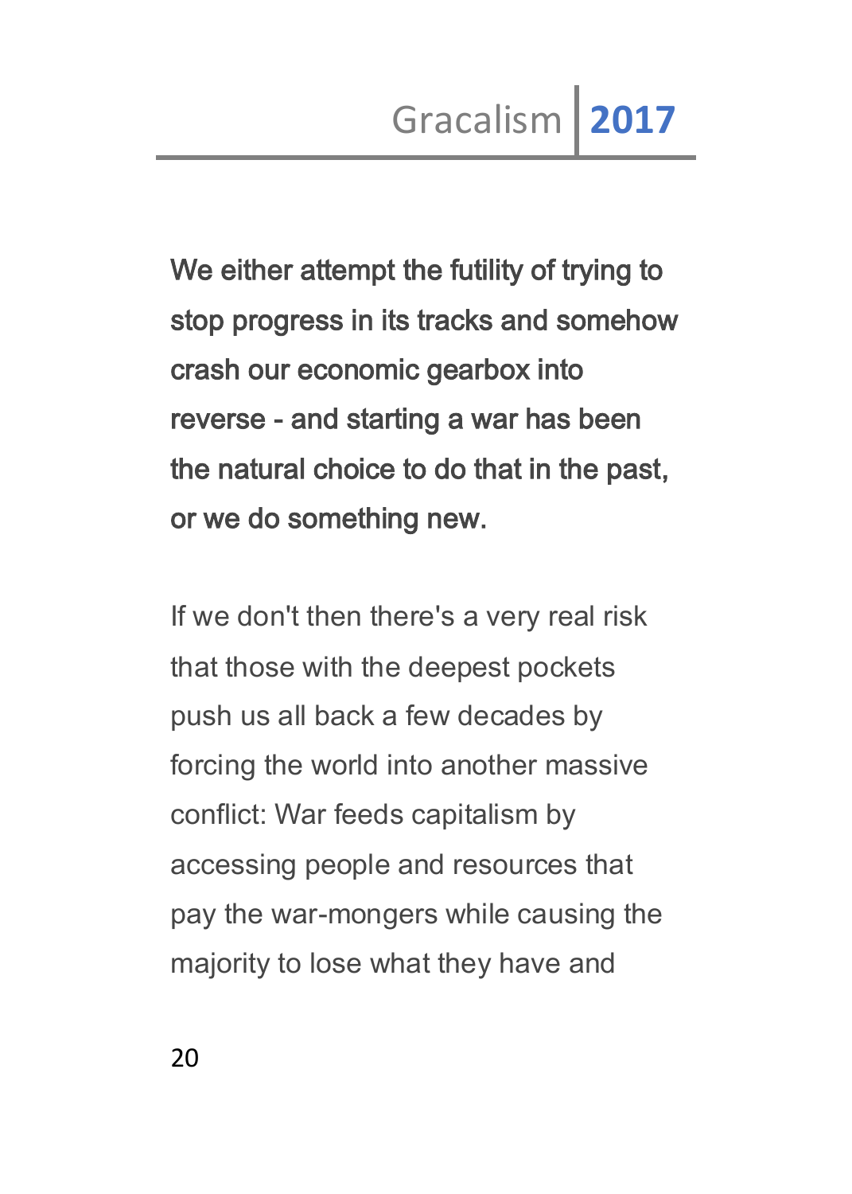**We either attempt the futility of trying to stop progress in its tracks and somehow crash our economic gearbox into reverse - and starting a war has been the natural choice to do that in the past, or we do something new.**

If we don't then there's a very real risk that those with the deepest pockets push us all back a few decades by forcing the world into another massive conflict: War feeds capitalism by accessing people and resources that pay the war-mongers while causing the majority to lose what they have and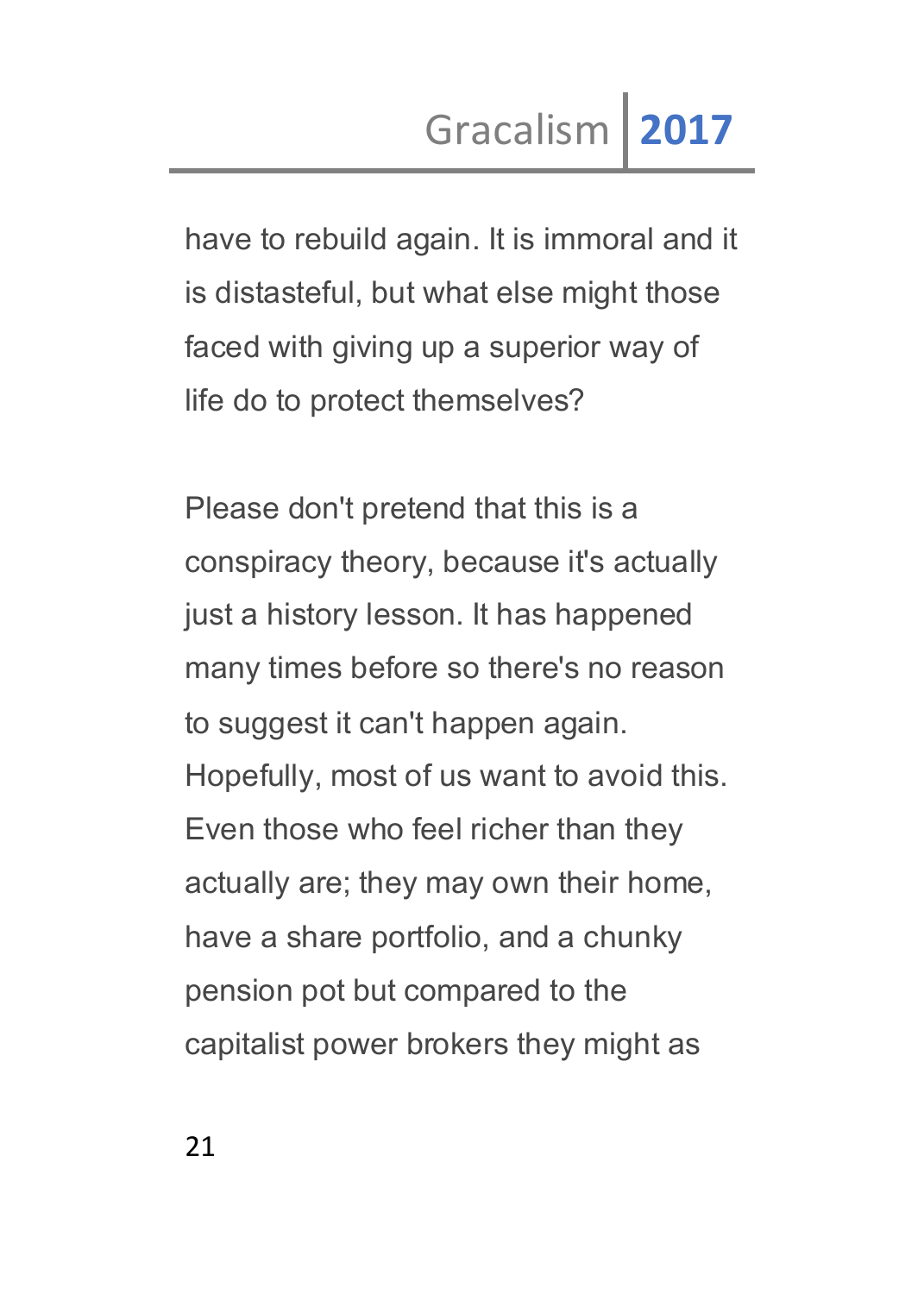have to rebuild again. It is immoral and it is distasteful, but what else might those faced with giving up a superior way of life do to protect themselves?

Please don't pretend that this is a conspiracy theory, because it's actually just a history lesson. It has happened many times before so there's no reason to suggest it can't happen again. Hopefully, most of us want to avoid this. Even those who feel richer than they actually are; they may own their home, have a share portfolio, and a chunky pension pot but compared to the capitalist power brokers they might as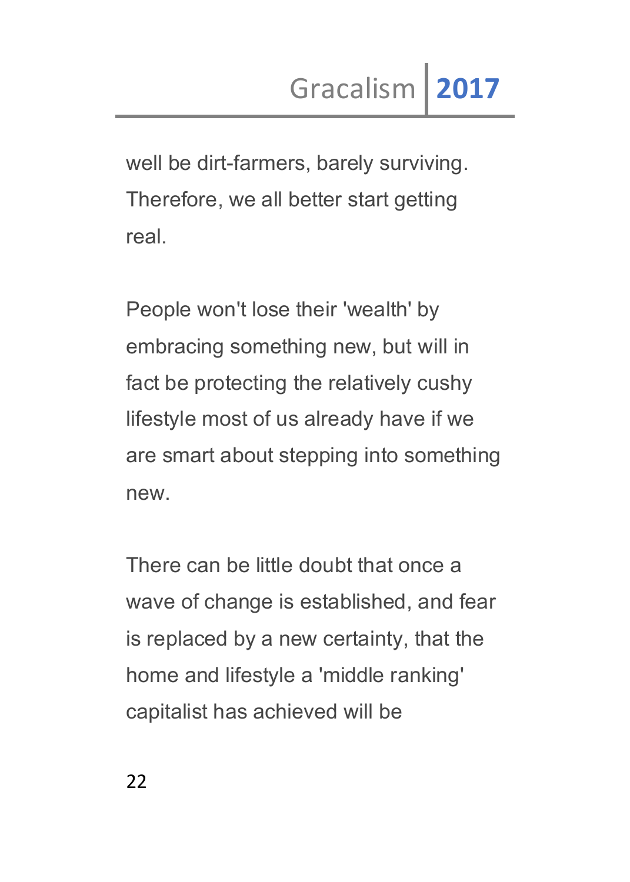well be dirt-farmers, barely surviving. Therefore, we all better start getting real.

People won't lose their 'wealth' by embracing something new, but will in fact be protecting the relatively cushy lifestyle most of us already have if we are smart about stepping into something new.

There can be little doubt that once a wave of change is established, and fear is replaced by a new certainty, that the home and lifestyle a 'middle ranking' capitalist has achieved will be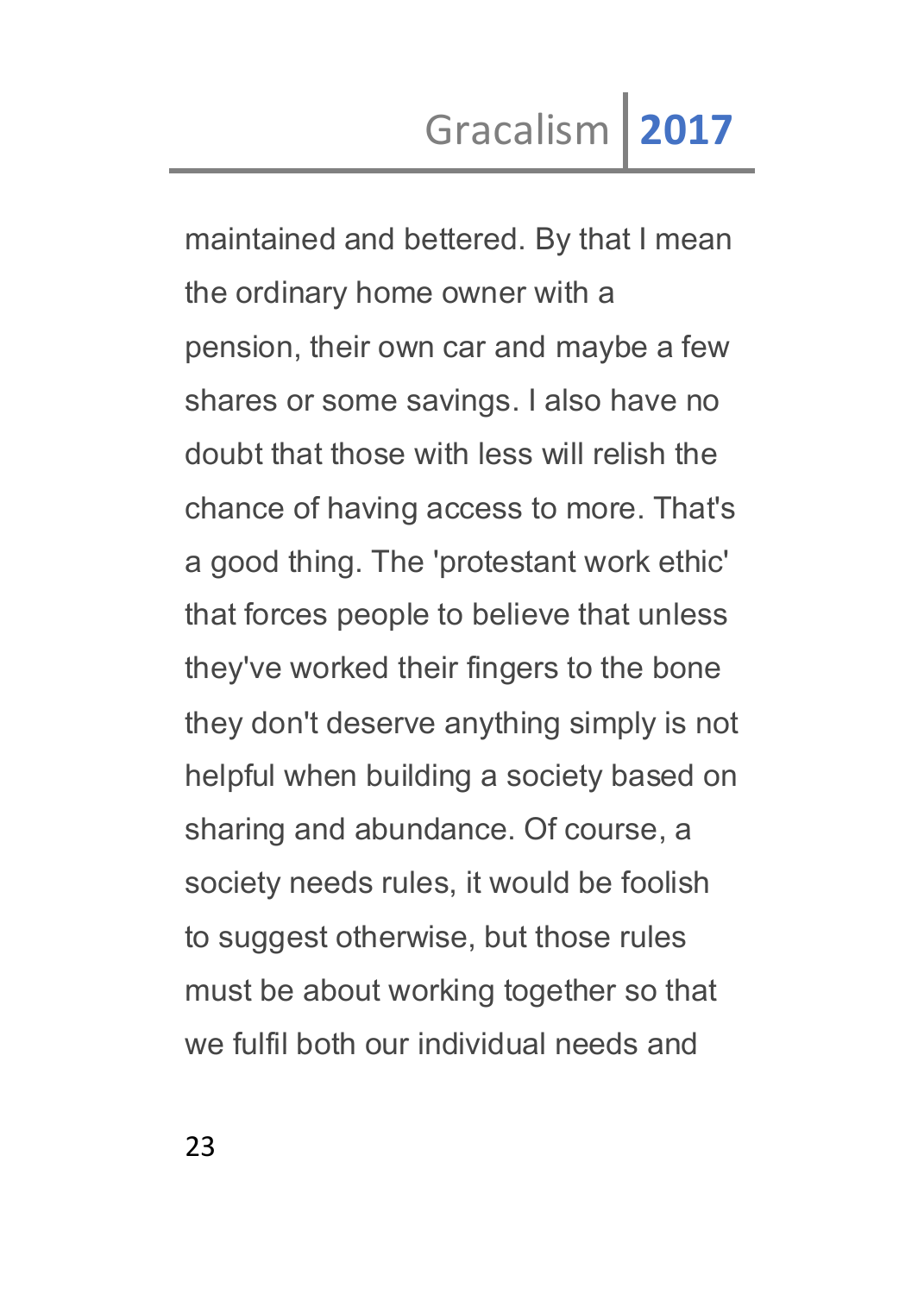maintained and bettered. By that I mean the ordinary home owner with a pension, their own car and maybe a few shares or some savings. I also have no doubt that those with less will relish the chance of having access to more. That's a good thing. The 'protestant work ethic' that forces people to believe that unless they've worked their fingers to the bone they don't deserve anything simply is not helpful when building a society based on sharing and abundance. Of course, a society needs rules, it would be foolish to suggest otherwise, but those rules must be about working together so that we fulfil both our individual needs and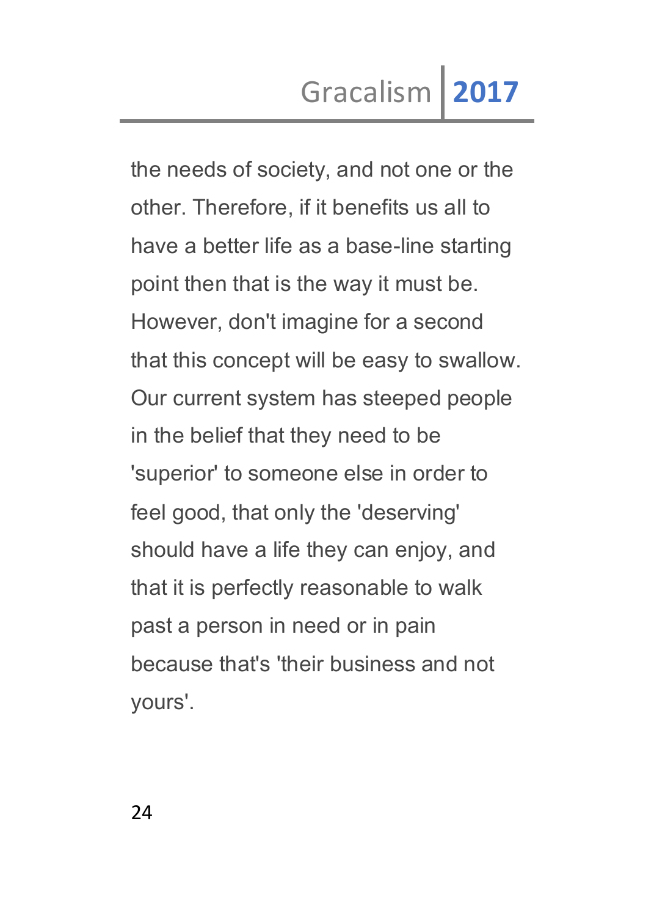the needs of society, and not one or the other. Therefore, if it benefits us all to have a better life as a base-line starting point then that is the way it must be. However, don't imagine for a second that this concept will be easy to swallow. Our current system has steeped people in the belief that they need to be 'superior' to someone else in order to feel good, that only the 'deserving' should have a life they can enjoy, and that it is perfectly reasonable to walk past a person in need or in pain because that's 'their business and not yours'.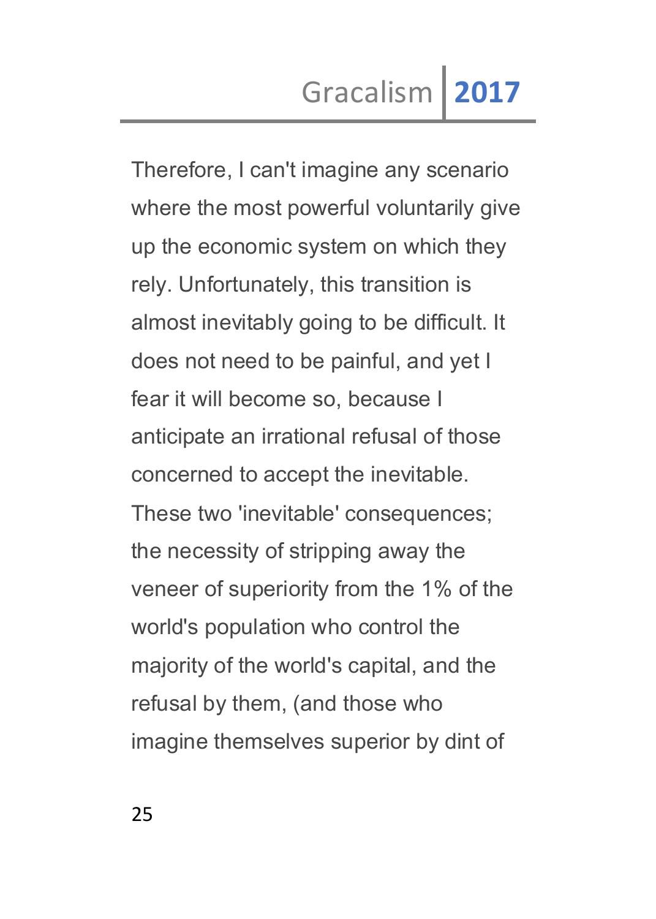Therefore, I can't imagine any scenario where the most powerful voluntarily give up the economic system on which they rely. Unfortunately, this transition is almost inevitably going to be difficult. It does not need to be painful, and yet I fear it will become so, because I anticipate an irrational refusal of those concerned to accept the inevitable. These two 'inevitable' consequences; the necessity of stripping away the veneer of superiority from the 1% of the world's population who control the majority of the world's capital, and the refusal by them, (and those who imagine themselves superior by dint of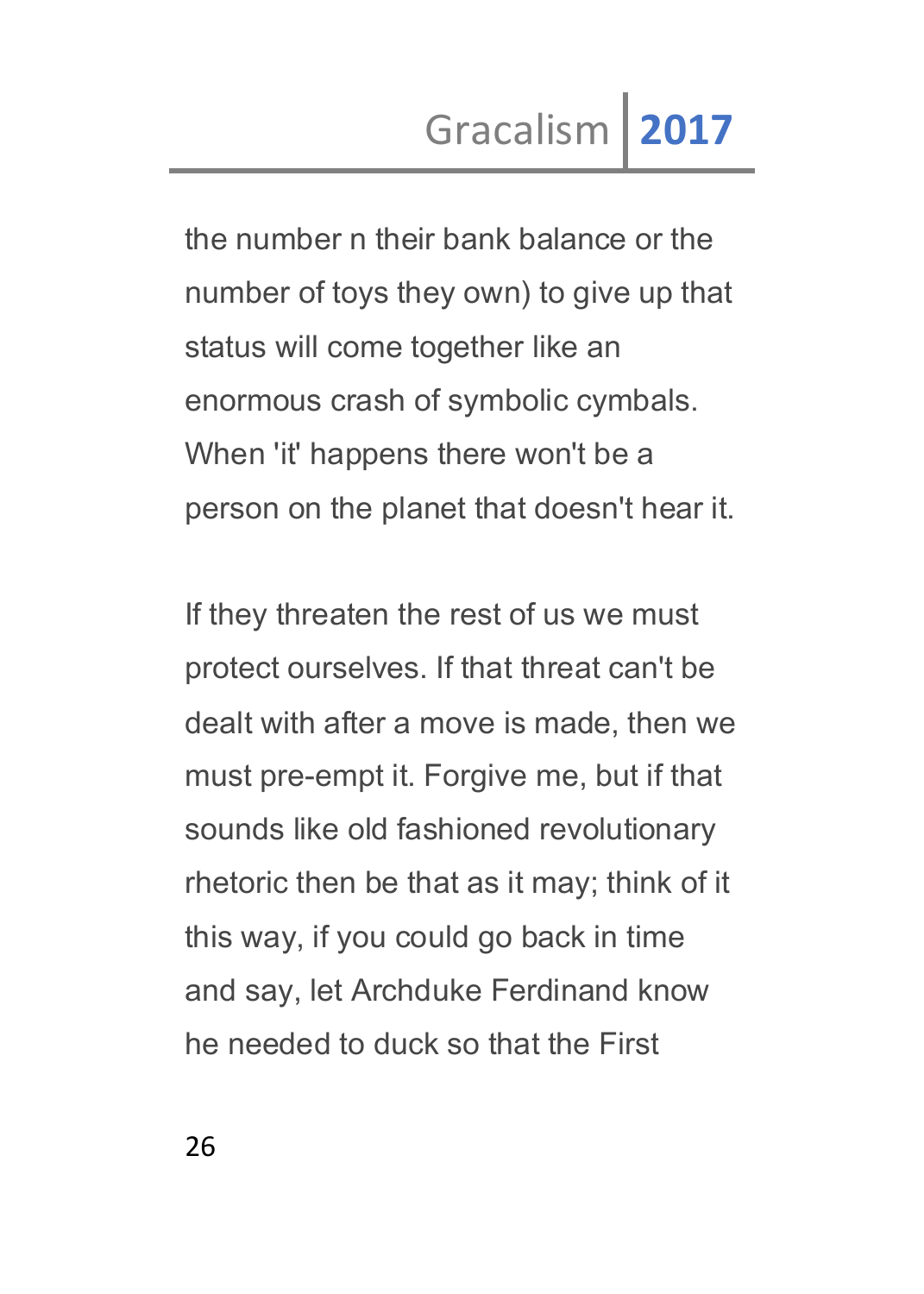the number n their bank balance or the number of toys they own) to give up that status will come together like an enormous crash of symbolic cymbals. When 'it' happens there won't be a person on the planet that doesn't hear it.

If they threaten the rest of us we must protect ourselves. If that threat can't be dealt with after a move is made, then we must pre-empt it. Forgive me, but if that sounds like old fashioned revolutionary rhetoric then be that as it may; think of it this way, if you could go back in time and say, let Archduke Ferdinand know he needed to duck so that the First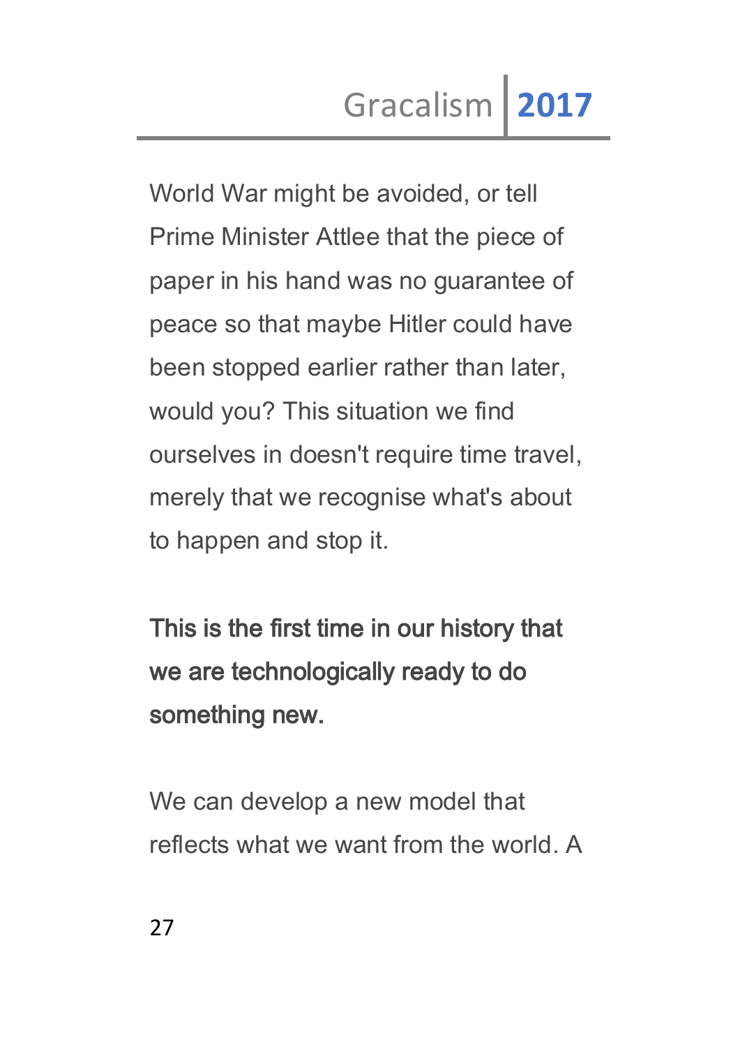World War might be avoided, or tell Prime Minister Attlee that the piece of paper in his hand was no guarantee of peace so that maybe Hitler could have been stopped earlier rather than later, would you? This situation we find ourselves in doesn't require time travel, merely that we recognise what's about to happen and stop it.

**This is the first time in our history that we are technologically ready to do something new.**

We can develop a new model that reflects what we want from the world. A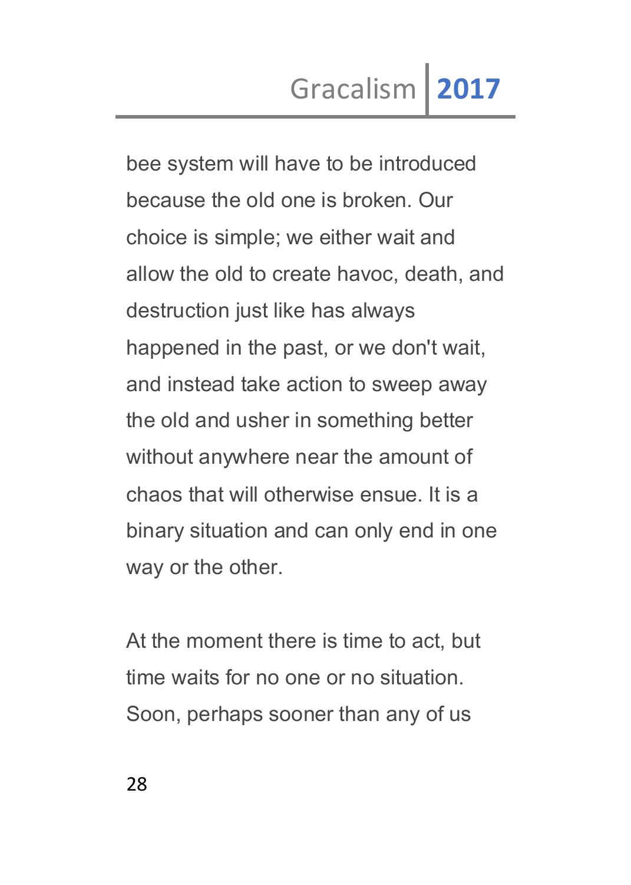bee system will have to be introduced because the old one is broken. Our choice is simple; we either wait and allow the old to create havoc, death, and destruction just like has always happened in the past, or we don't wait, and instead take action to sweep away the old and usher in something better without anywhere near the amount of chaos that will otherwise ensue. It is a binary situation and can only end in one way or the other.

At the moment there is time to act, but time waits for no one or no situation. Soon, perhaps sooner than any of us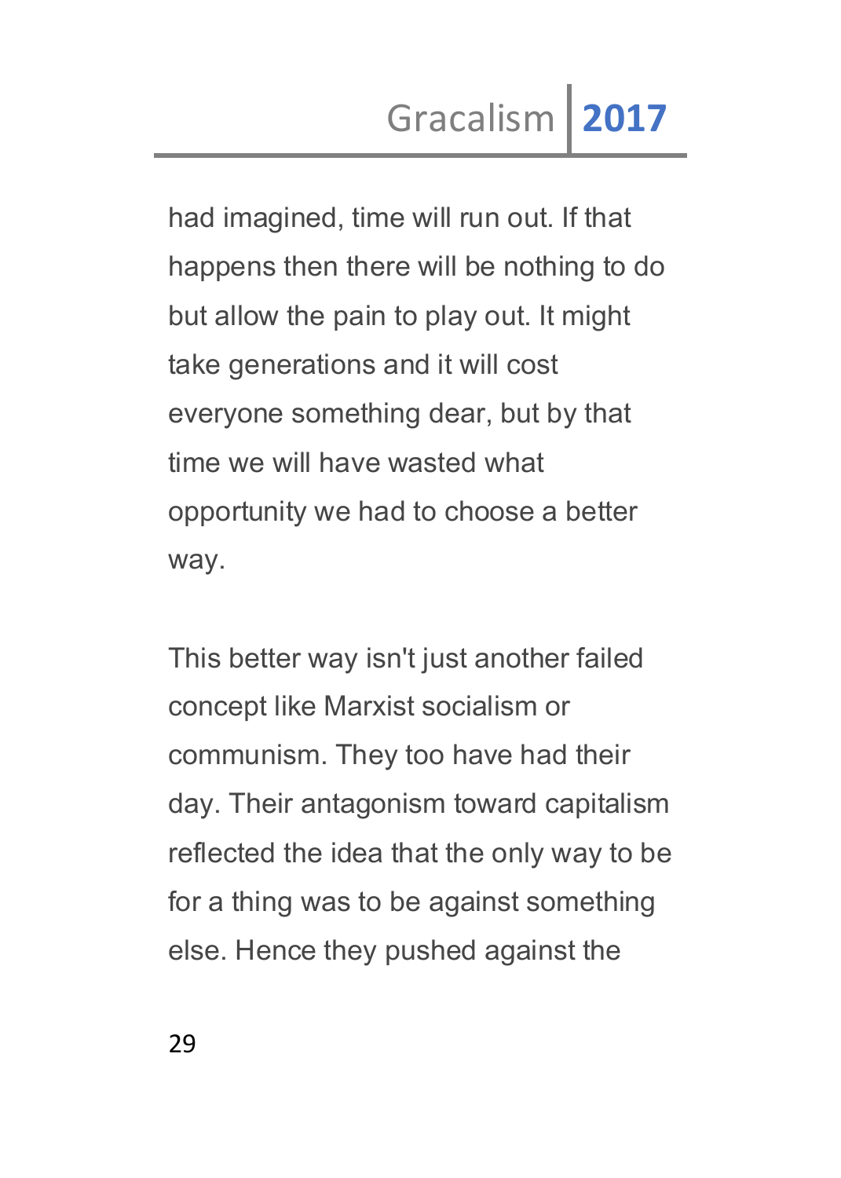had imagined, time will run out. If that happens then there will be nothing to do but allow the pain to play out. It might take generations and it will cost everyone something dear, but by that time we will have wasted what opportunity we had to choose a better way.

This better way isn't just another failed concept like Marxist socialism or communism. They too have had their day. Their antagonism toward capitalism reflected the idea that the only way to be for a thing was to be against something else. Hence they pushed against the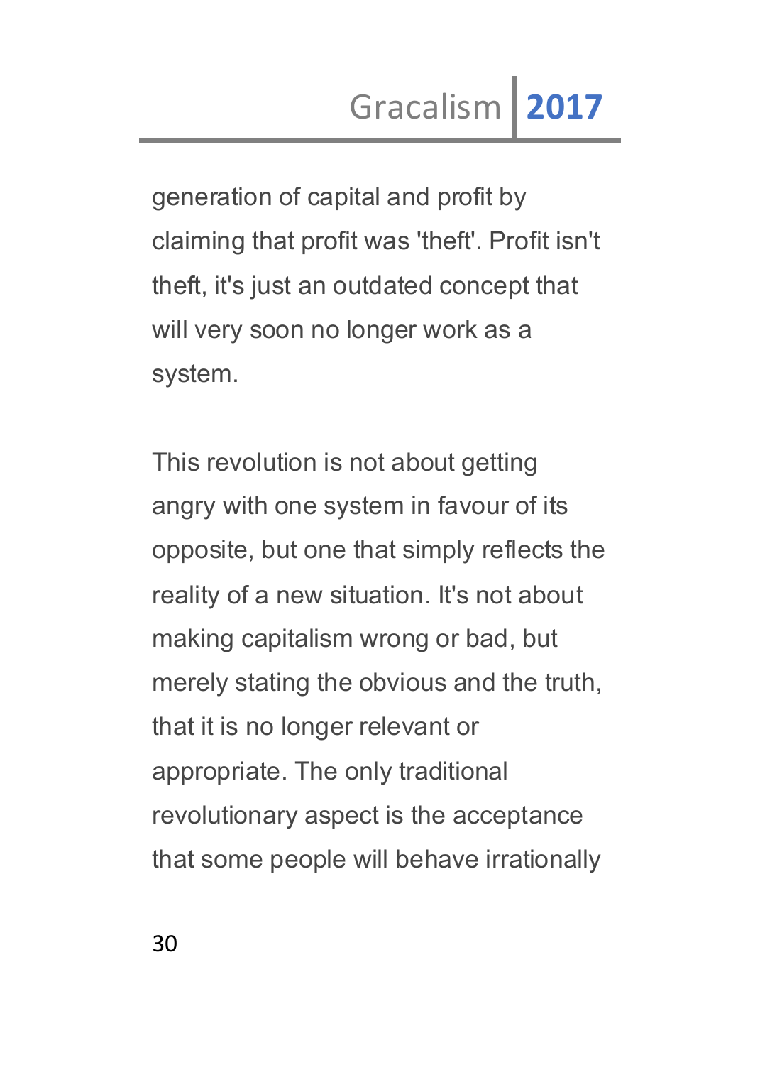generation of capital and profit by claiming that profit was 'theft'. Profit isn't theft, it's just an outdated concept that will very soon no longer work as a system.

This revolution is not about getting angry with one system in favour of its opposite, but one that simply reflects the reality of a new situation. It's not about making capitalism wrong or bad, but merely stating the obvious and the truth, that it is no longer relevant or appropriate. The only traditional revolutionary aspect is the acceptance that some people will behave irrationally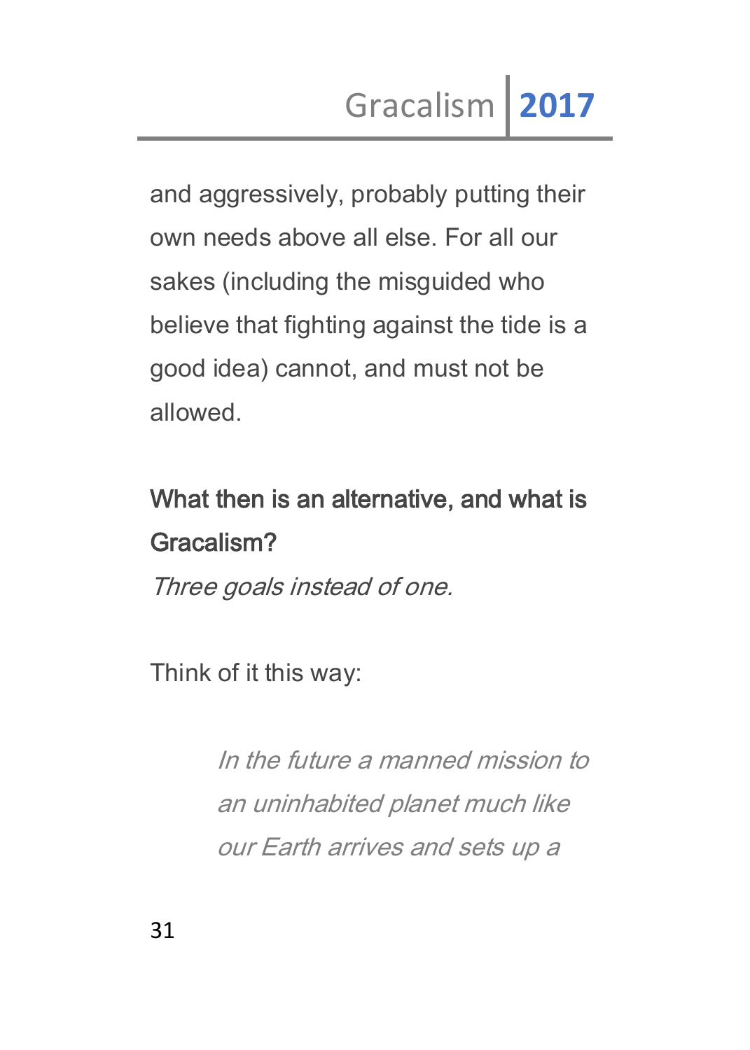and aggressively, probably putting their own needs above all else. For all our sakes (including the misguided who believe that fighting against the tide is a good idea) cannot, and must not be allowed.

## What then is an alternative, and what is Gracalism?

*Three goals instead of one.*

Think of it this way:

> *In the future a manned mission to an uninhabited planet much like our Earth arrives and sets up a*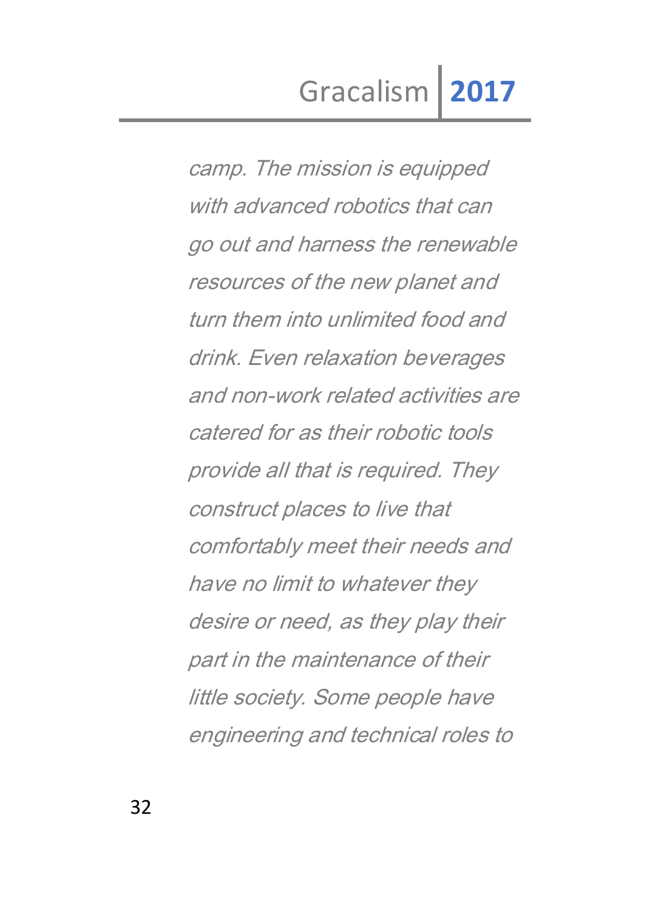*camp. The mission is equipped with advanced robotics that can go out and harness the renewable resources of the new planet and turn them into unlimited food and drink. Even relaxation beverages and non-work related activities are catered for as their robotic tools provide all that is required. They construct places to live that comfortably meet their needs and have no limit to whatever they desire or need, as they play their part in the maintenance of their little society. Some people have engineering and technical roles to*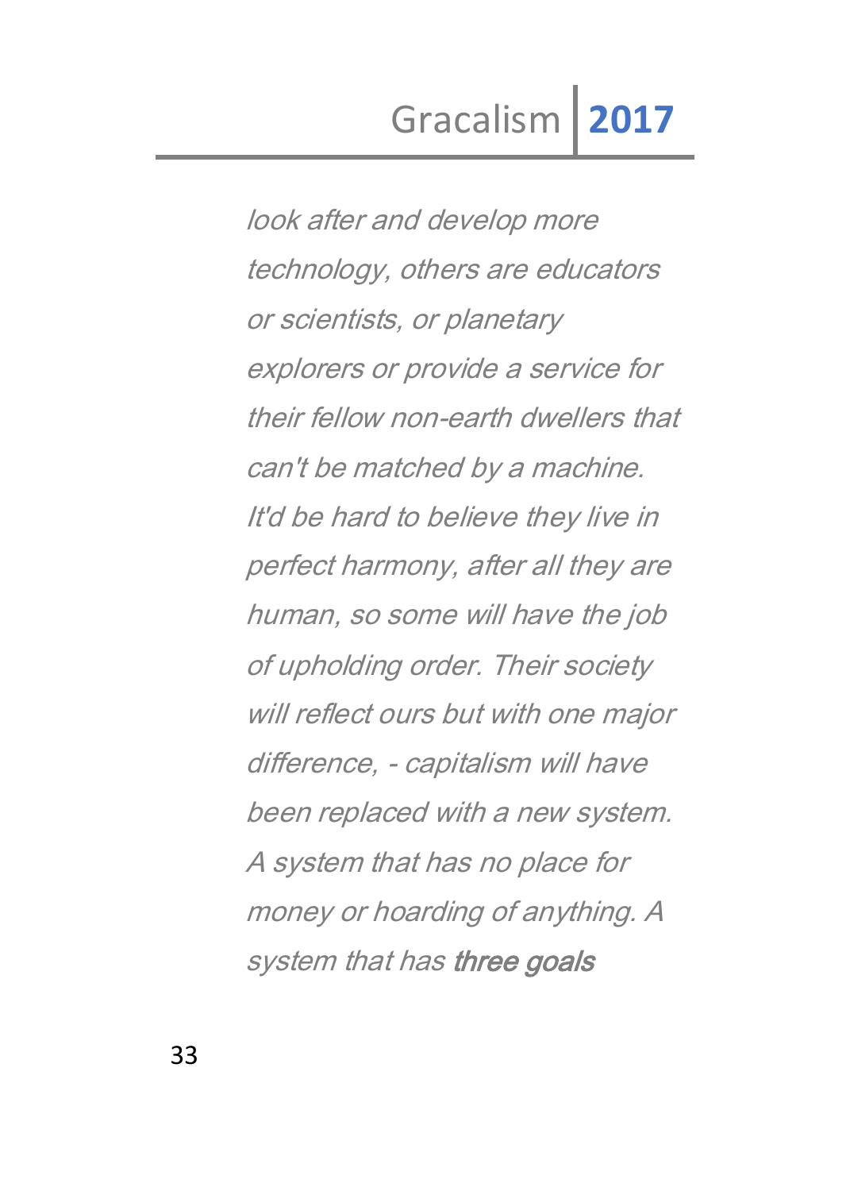*look after and develop more technology, others are educators or scientists, or planetary explorers or provide a service for their fellow non-earth dwellers that can't be matched by a machine. It'd be hard to believe they live in perfect harmony, after all they are human, so some will have the job of upholding order. Their society will reflect ours but with one major difference, - capitalism will have been replaced with a new system. A system that has no place for money or hoarding of anything. A system that has **three goals***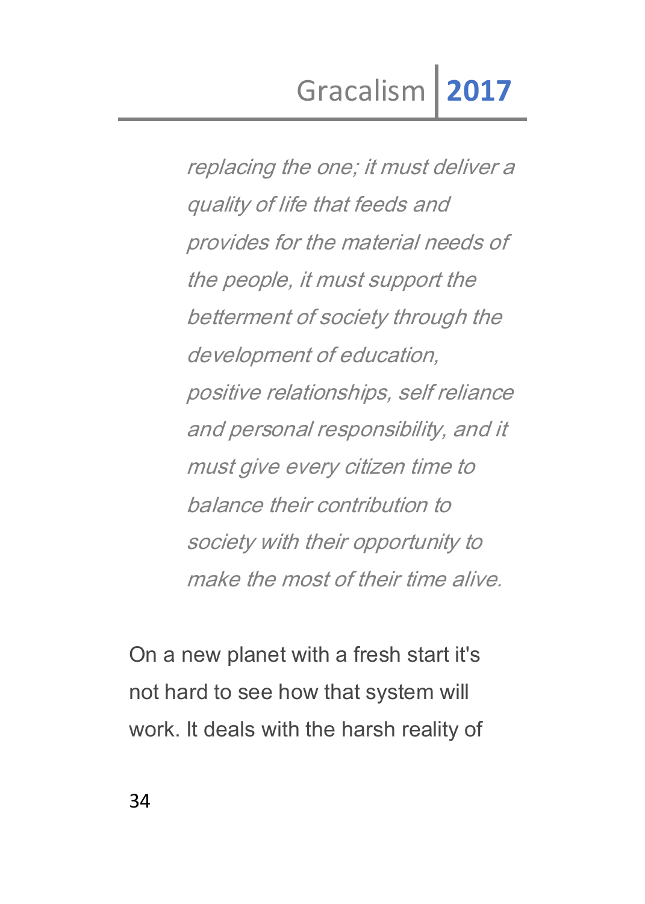*replacing the one; it must deliver a quality of life that feeds and provides for the material needs of the people, it must support the betterment of society through the development of education, positive relationships, self reliance and personal responsibility, and it must give every citizen time to balance their contribution to society with their opportunity to make the most of their time alive.*

On a new planet with a fresh start it's not hard to see how that system will work. It deals with the harsh reality of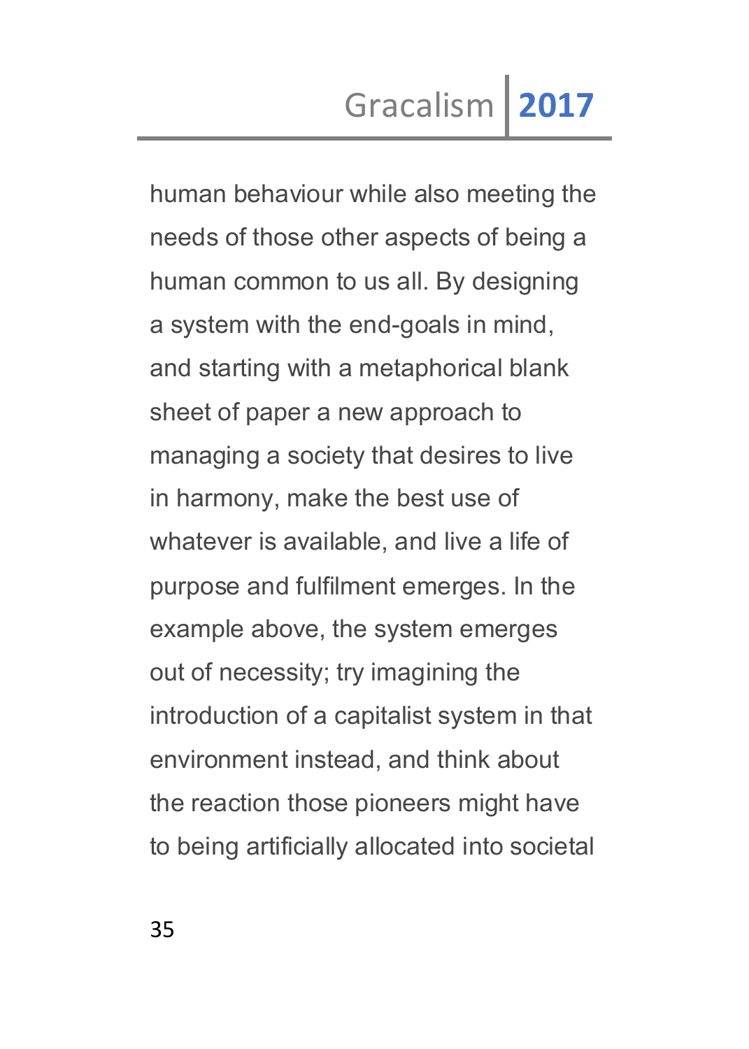human behaviour while also meeting the needs of those other aspects of being a human common to us all. By designing a system with the end-goals in mind, and starting with a metaphorical blank sheet of paper a new approach to managing a society that desires to live in harmony, make the best use of whatever is available, and live a life of purpose and fulfilment emerges. In the example above, the system emerges out of necessity; try imagining the introduction of a capitalist system in that environment instead, and think about the reaction those pioneers might have to being artificially allocated into societal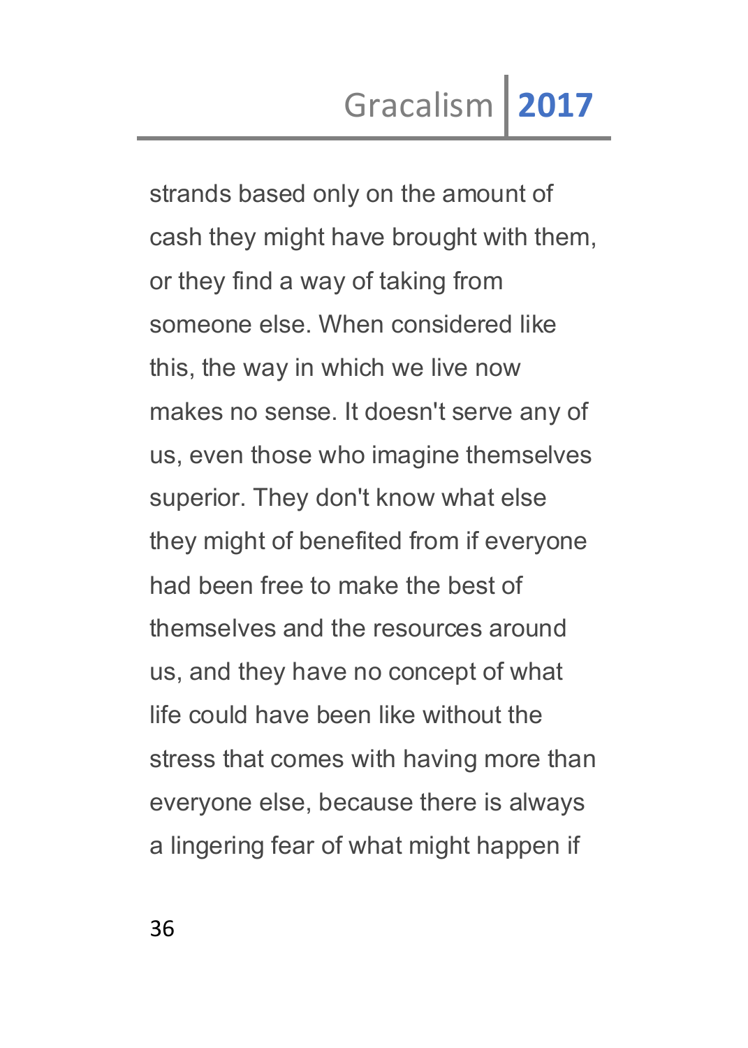strands based only on the amount of cash they might have brought with them, or they find a way of taking from someone else. When considered like this, the way in which we live now makes no sense. It doesn't serve any of us, even those who imagine themselves superior. They don't know what else they might of benefited from if everyone had been free to make the best of themselves and the resources around us, and they have no concept of what life could have been like without the stress that comes with having more than everyone else, because there is always a lingering fear of what might happen if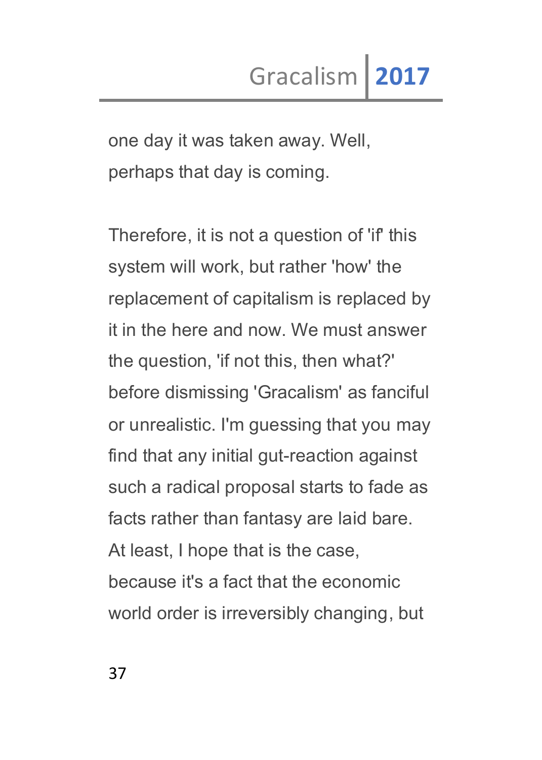one day it was taken away. Well, perhaps that day is coming.

Therefore, it is not a question of 'if' this system will work, but rather 'how' the replacement of capitalism is replaced by it in the here and now. We must answer the question, 'if not this, then what?' before dismissing 'Gracalism' as fanciful or unrealistic. I'm guessing that you may find that any initial gut-reaction against such a radical proposal starts to fade as facts rather than fantasy are laid bare. At least, I hope that is the case, because it's a fact that the economic world order is irreversibly changing, but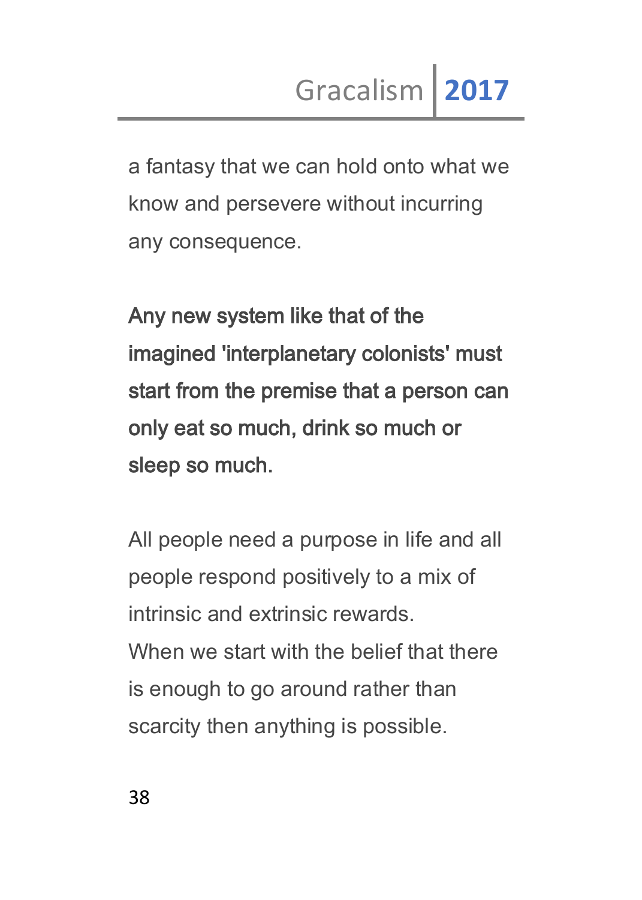a fantasy that we can hold onto what we know and persevere without incurring any consequence.

**Any new system like that of the imagined 'interplanetary colonists' must start from the premise that a person can only eat so much, drink so much or sleep so much.**

All people need a purpose in life and all people respond positively to a mix of intrinsic and extrinsic rewards.
When we start with the belief that there is enough to go around rather than scarcity then anything is possible.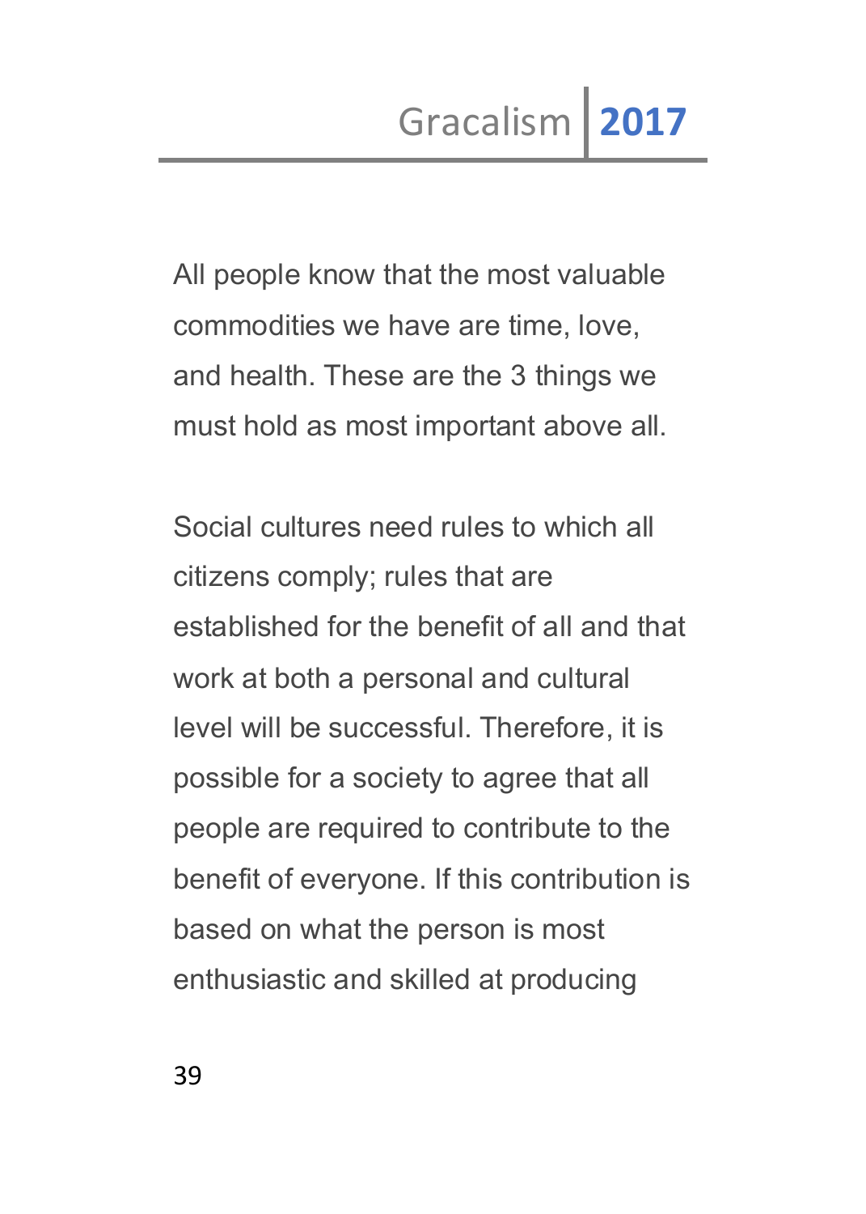All people know that the most valuable commodities we have are time, love, and health. These are the 3 things we must hold as most important above all.

Social cultures need rules to which all citizens comply; rules that are established for the benefit of all and that work at both a personal and cultural level will be successful. Therefore, it is possible for a society to agree that all people are required to contribute to the benefit of everyone. If this contribution is based on what the person is most enthusiastic and skilled at producing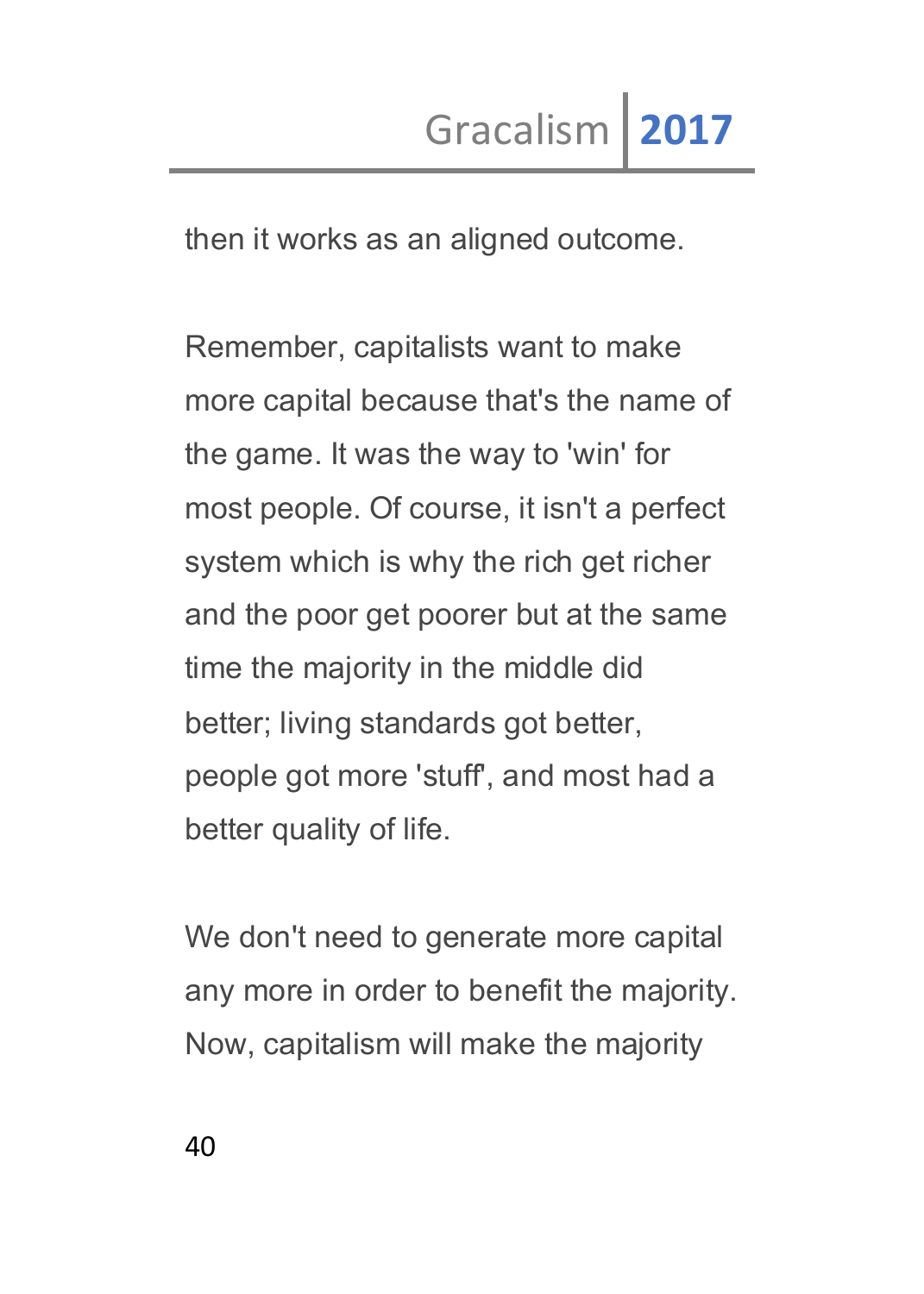then it works as an aligned outcome.

Remember, capitalists want to make more capital because that's the name of the game. It was the way to 'win' for most people. Of course, it isn't a perfect system which is why the rich get richer and the poor get poorer but at the same time the majority in the middle did better; living standards got better, people got more 'stuff', and most had a better quality of life.

We don't need to generate more capital any more in order to benefit the majority. Now, capitalism will make the majority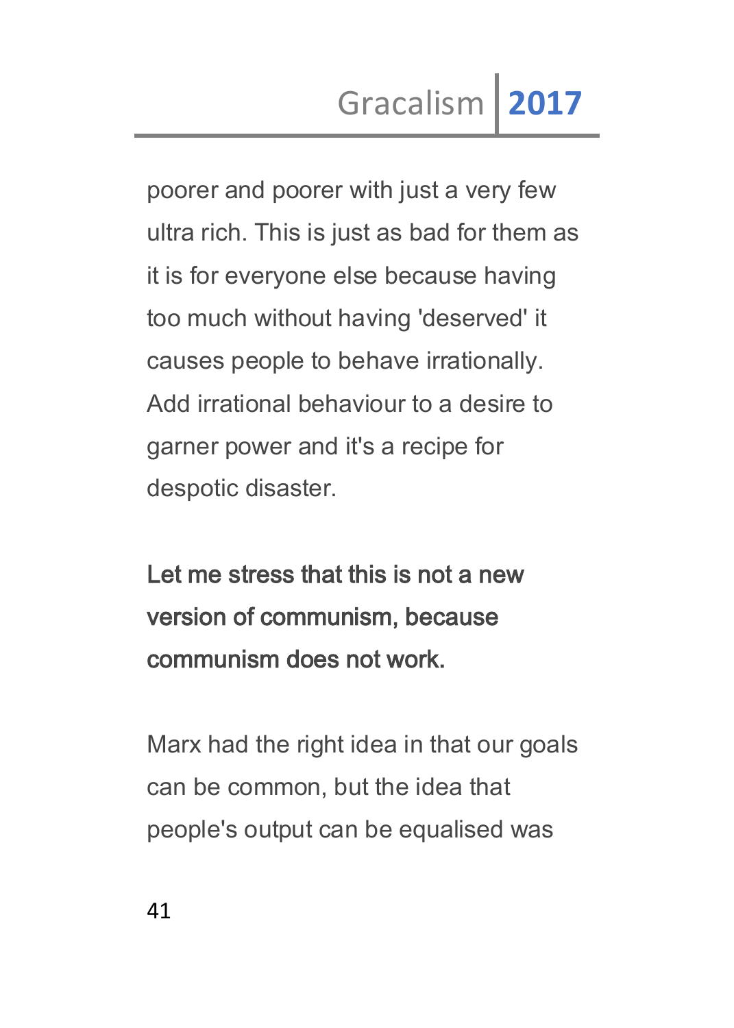poorer and poorer with just a very few ultra rich. This is just as bad for them as it is for everyone else because having too much without having 'deserved' it causes people to behave irrationally. Add irrational behaviour to a desire to garner power and it's a recipe for despotic disaster.

**Let me stress that this is not a new version of communism, because communism does not work.**

Marx had the right idea in that our goals can be common, but the idea that people's output can be equalised was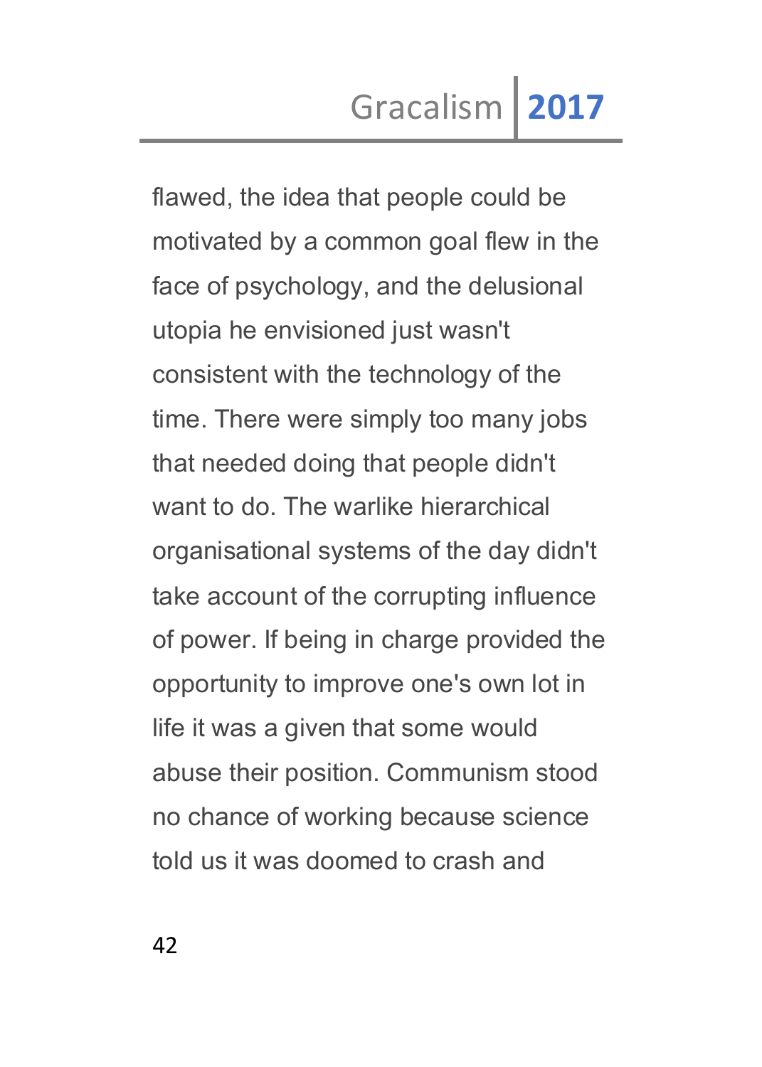flawed, the idea that people could be motivated by a common goal flew in the face of psychology, and the delusional utopia he envisioned just wasn't consistent with the technology of the time. There were simply too many jobs that needed doing that people didn't want to do. The warlike hierarchical organisational systems of the day didn't take account of the corrupting influence of power. If being in charge provided the opportunity to improve one's own lot in life it was a given that some would abuse their position. Communism stood no chance of working because science told us it was doomed to crash and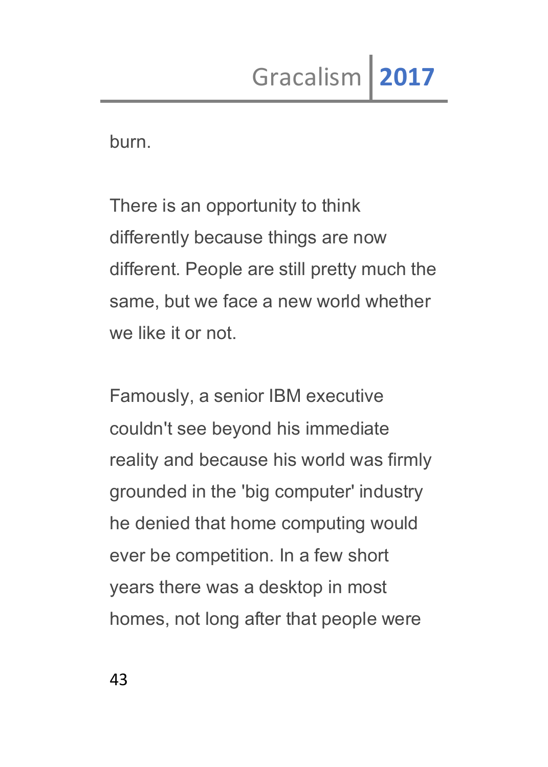burn.

There is an opportunity to think differently because things are now different. People are still pretty much the same, but we face a new world whether we like it or not.

Famously, a senior IBM executive couldn't see beyond his immediate reality and because his world was firmly grounded in the 'big computer' industry he denied that home computing would ever be competition. In a few short years there was a desktop in most homes, not long after that people were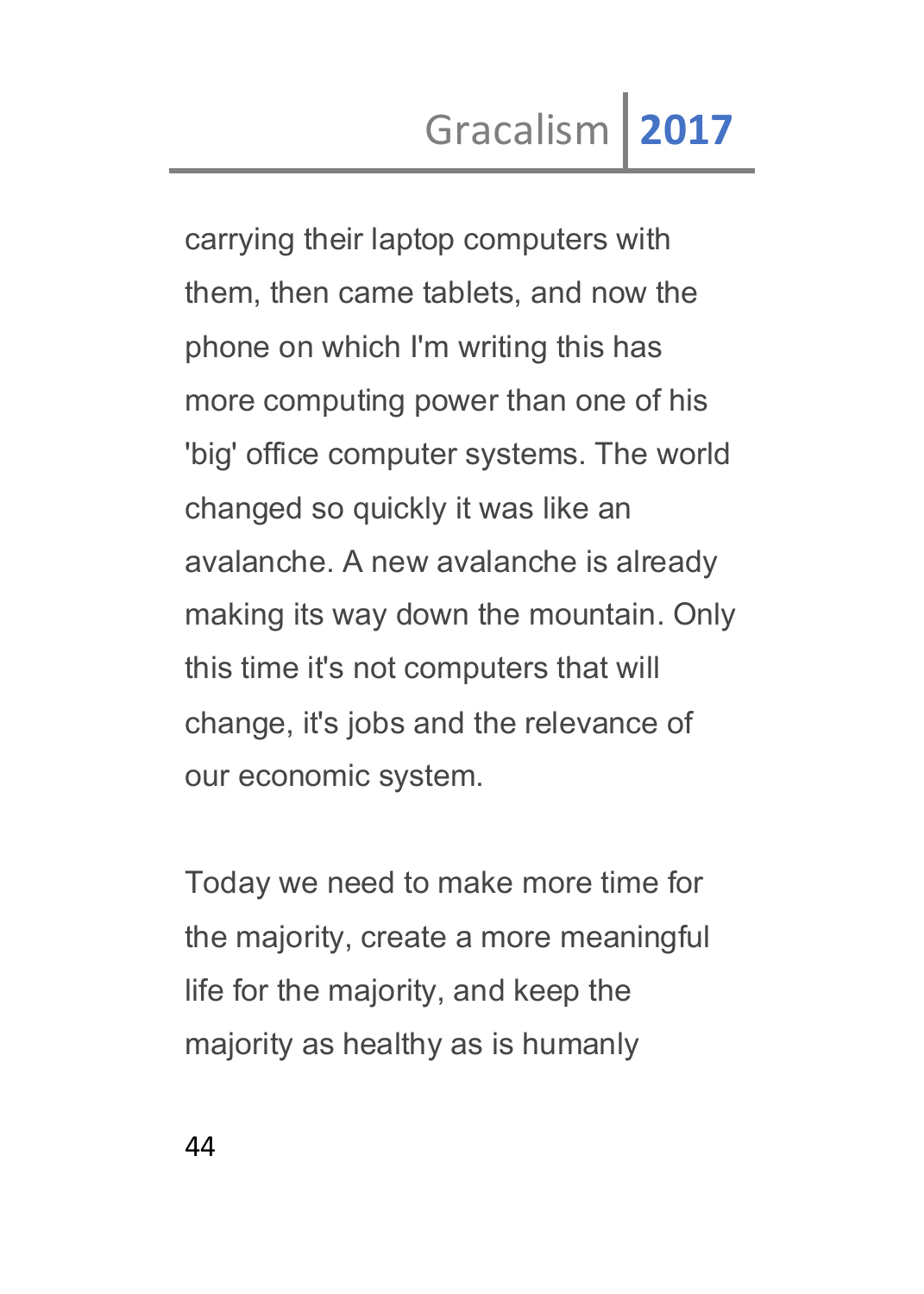carrying their laptop computers with them, then came tablets, and now the phone on which I'm writing this has more computing power than one of his 'big' office computer systems. The world changed so quickly it was like an avalanche. A new avalanche is already making its way down the mountain. Only this time it's not computers that will change, it's jobs and the relevance of our economic system.

Today we need to make more time for the majority, create a more meaningful life for the majority, and keep the majority as healthy as is humanly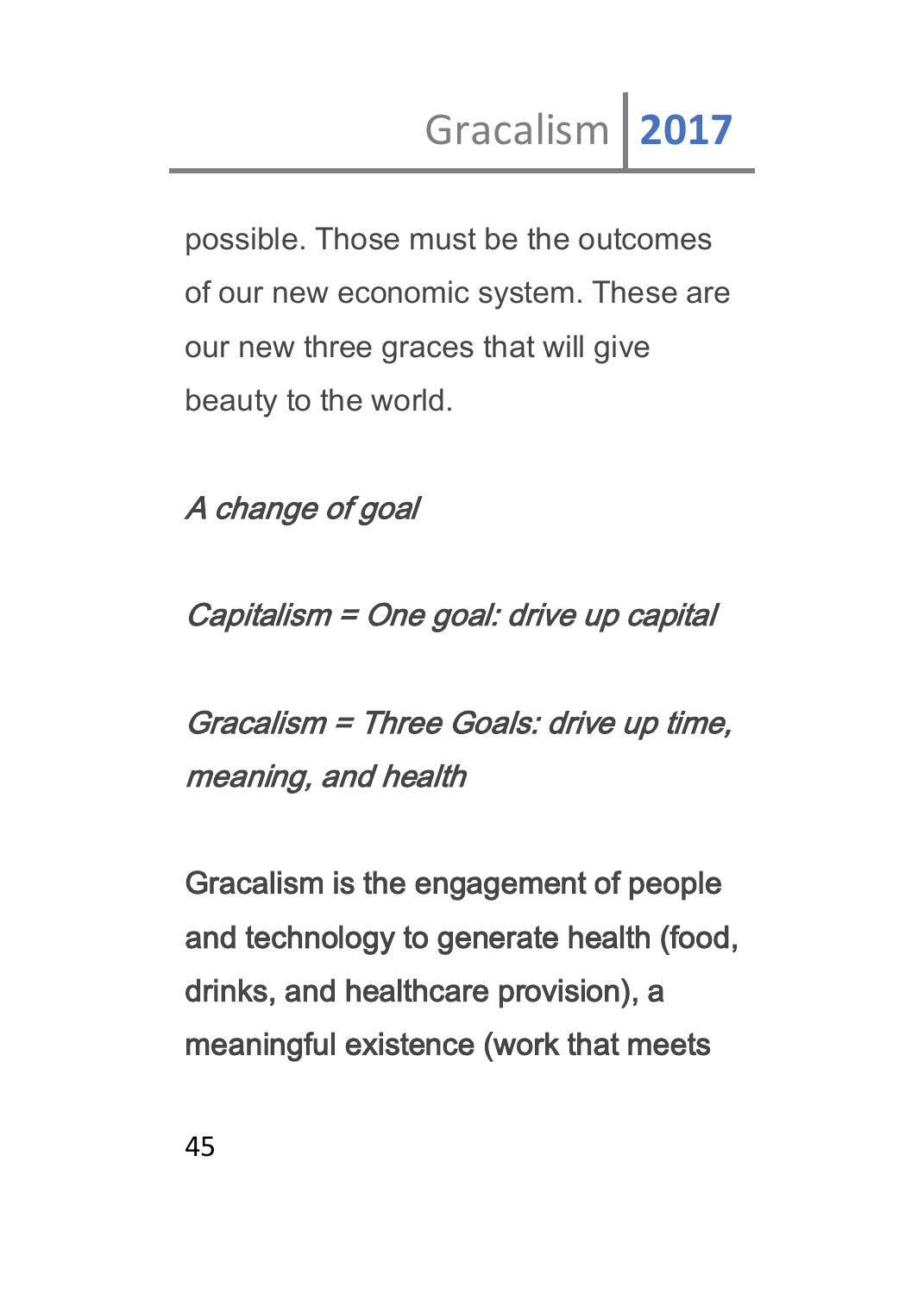possible. Those must be the outcomes of our new economic system. These are our new three graces that will give beauty to the world.

*A change of goal*

*Capitalism = One goal: drive up capital*

*Gracalism = Three Goals: drive up time, meaning, and health*

Gracalism is the engagement of people and technology to generate health (food, drinks, and healthcare provision), a meaningful existence (work that meets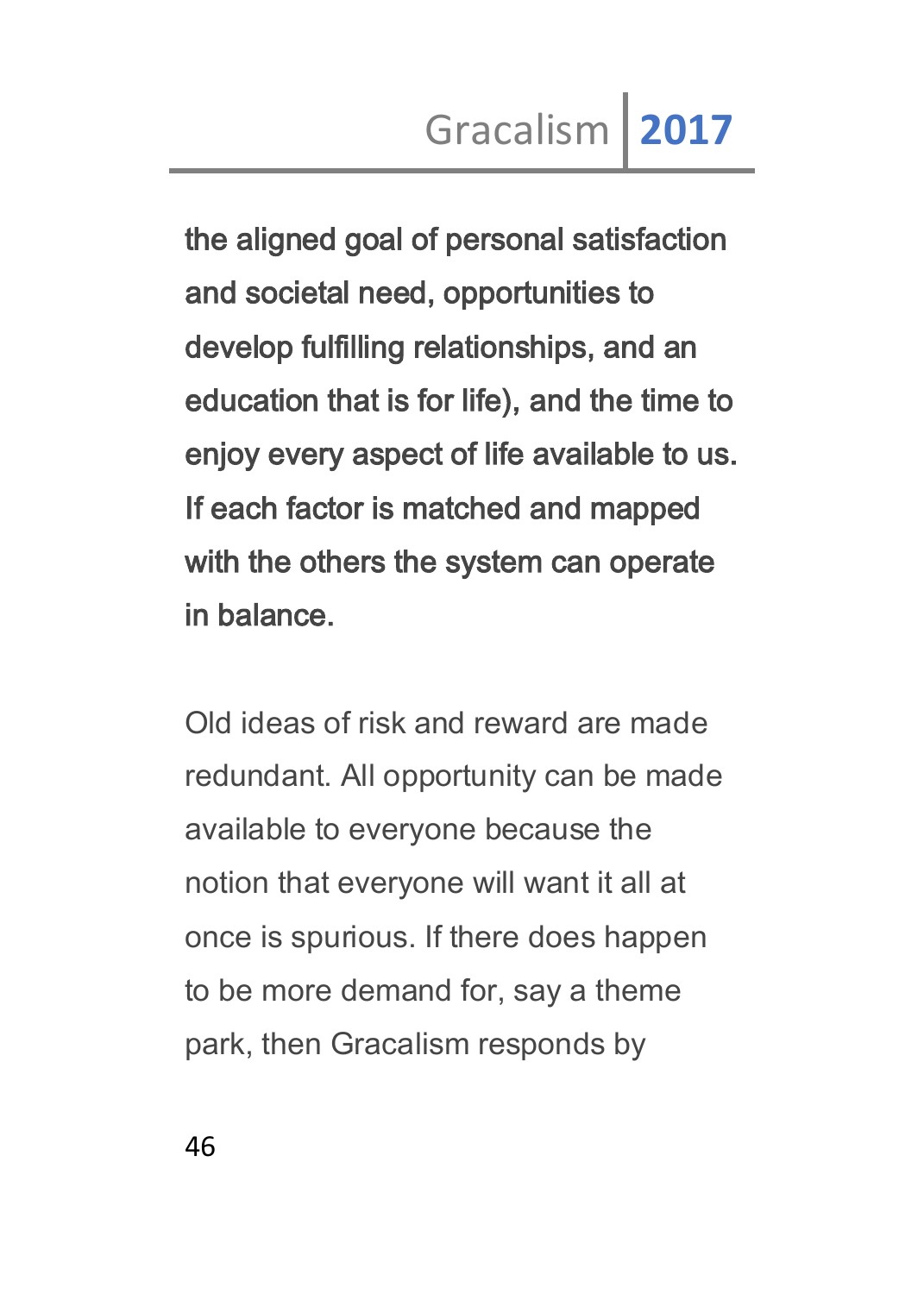**the aligned goal of personal satisfaction and societal need, opportunities to develop fulfilling relationships, and an education that is for life), and the time to enjoy every aspect of life available to us. If each factor is matched and mapped with the others the system can operate in balance.**

Old ideas of risk and reward are made redundant. All opportunity can be made available to everyone because the notion that everyone will want it all at once is spurious. If there does happen to be more demand for, say a theme park, then Gracalism responds by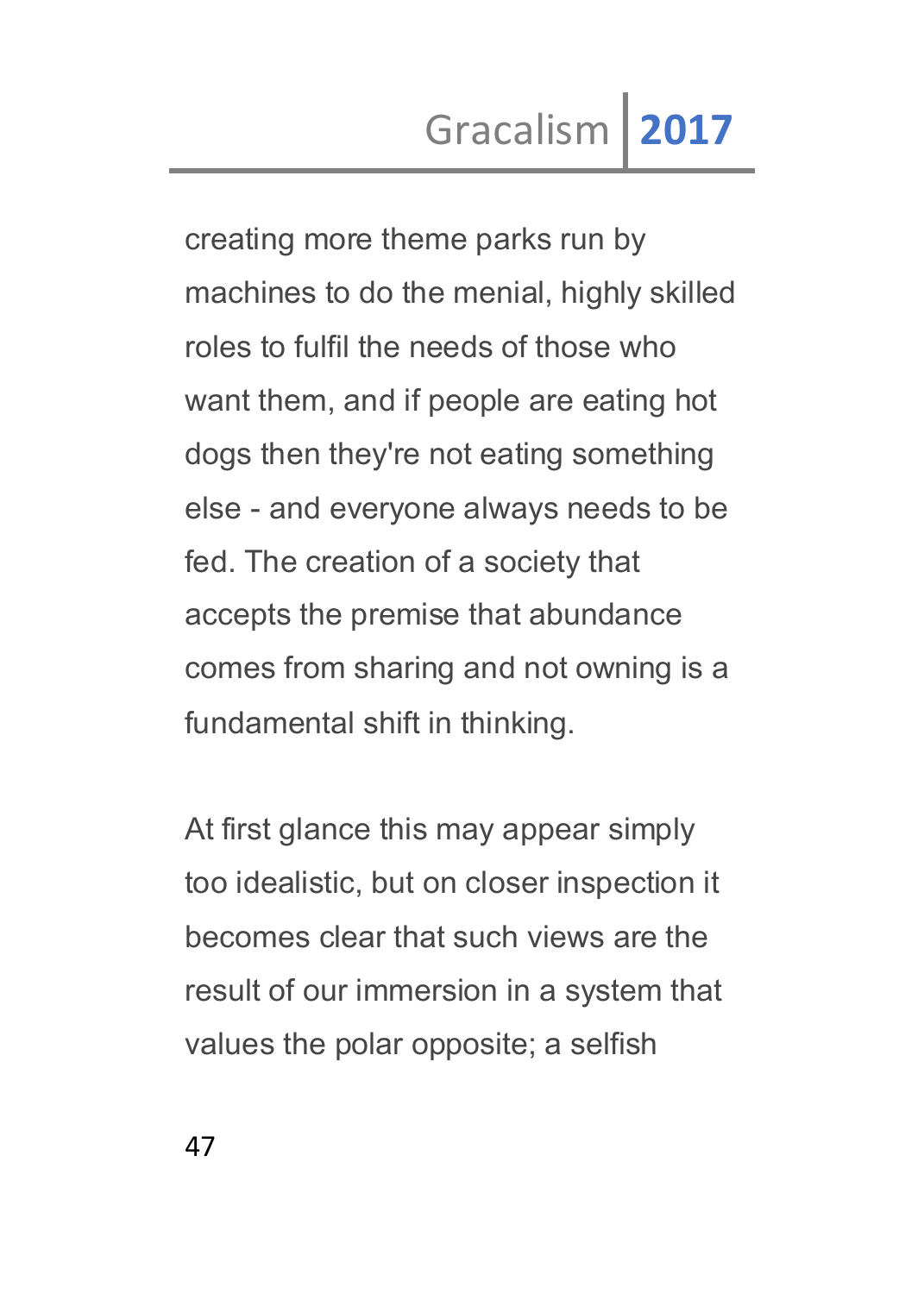creating more theme parks run by machines to do the menial, highly skilled roles to fulfil the needs of those who want them, and if people are eating hot dogs then they're not eating something else - and everyone always needs to be fed. The creation of a society that accepts the premise that abundance comes from sharing and not owning is a fundamental shift in thinking.

At first glance this may appear simply too idealistic, but on closer inspection it becomes clear that such views are the result of our immersion in a system that values the polar opposite; a selfish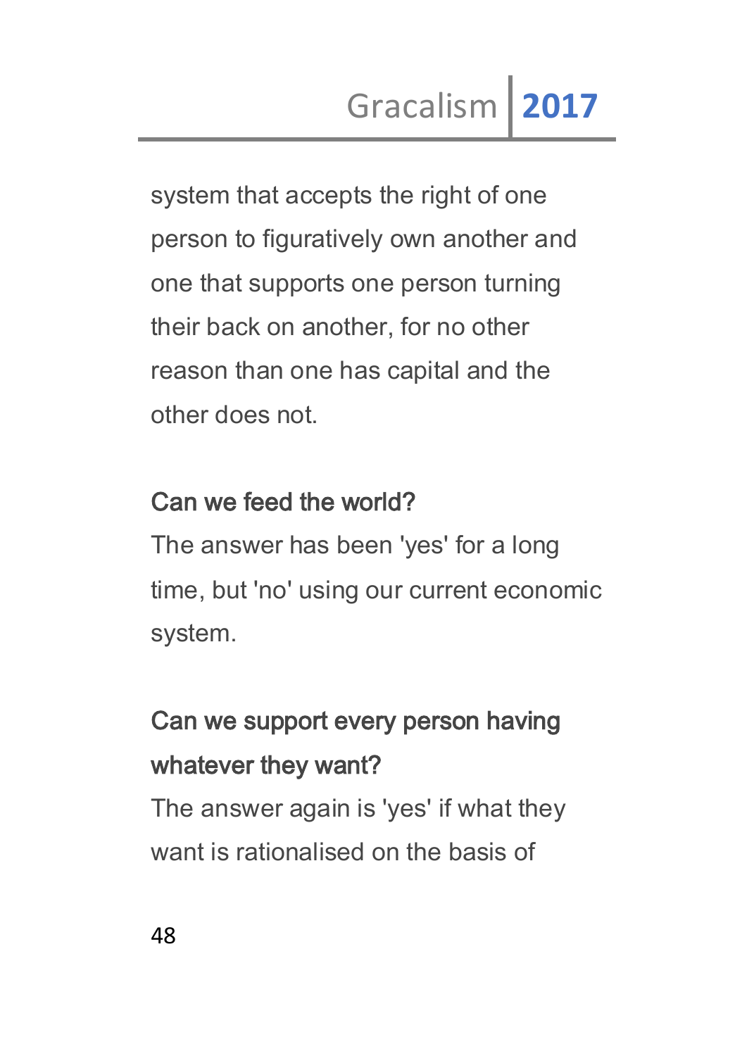system that accepts the right of one person to figuratively own another and one that supports one person turning their back on another, for no other reason than one has capital and the other does not.

**Can we feed the world?**

The answer has been 'yes' for a long time, but 'no' using our current economic system.

**Can we support every person having whatever they want?**

The answer again is 'yes' if what they want is rationalised on the basis of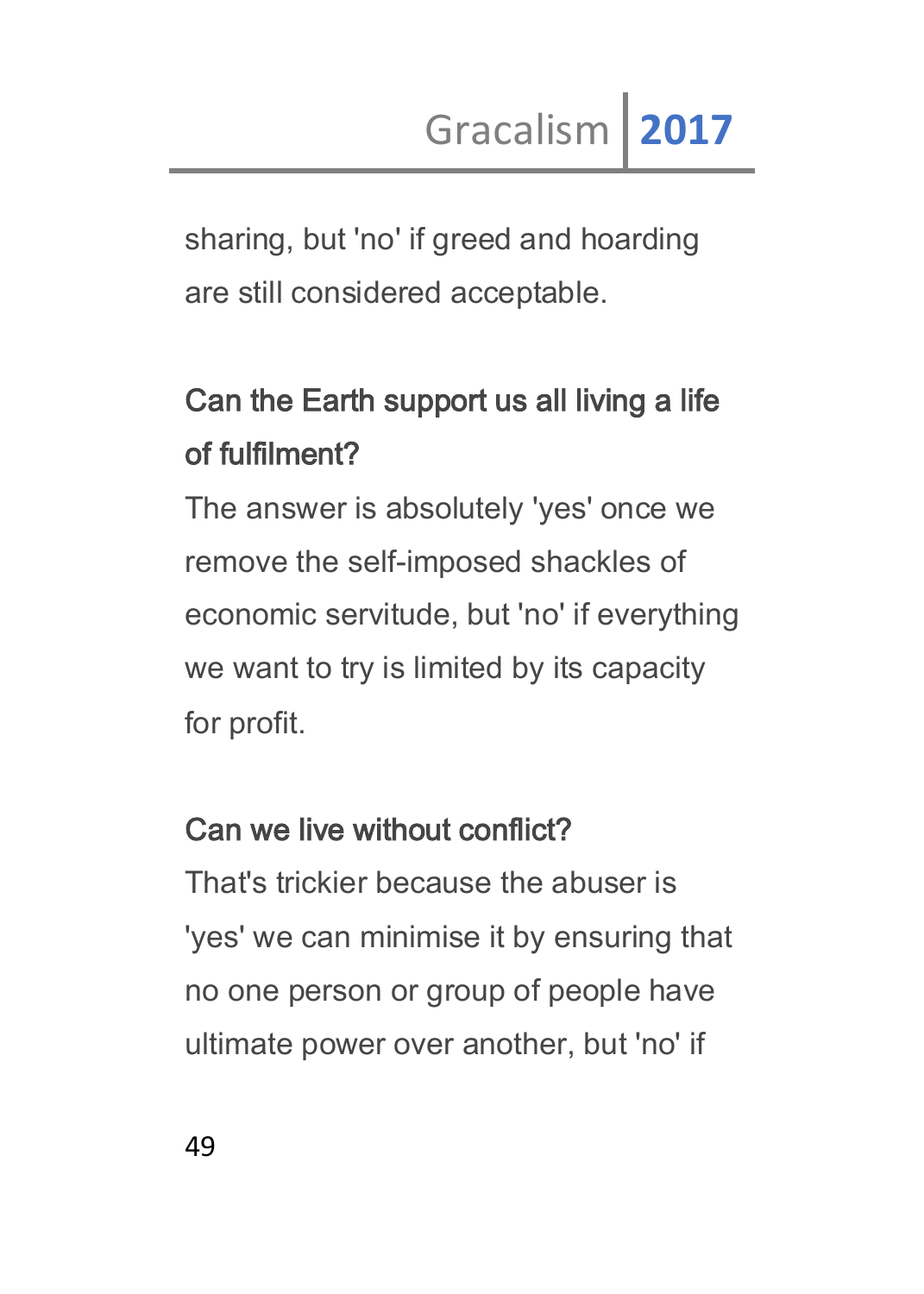sharing, but 'no' if greed and hoarding are still considered acceptable.

**Can the Earth support us all living a life of fulfilment?**

The answer is absolutely 'yes' once we remove the self-imposed shackles of economic servitude, but 'no' if everything we want to try is limited by its capacity for profit.

**Can we live without conflict?**

That's trickier because the abuser is 'yes' we can minimise it by ensuring that no one person or group of people have ultimate power over another, but 'no' if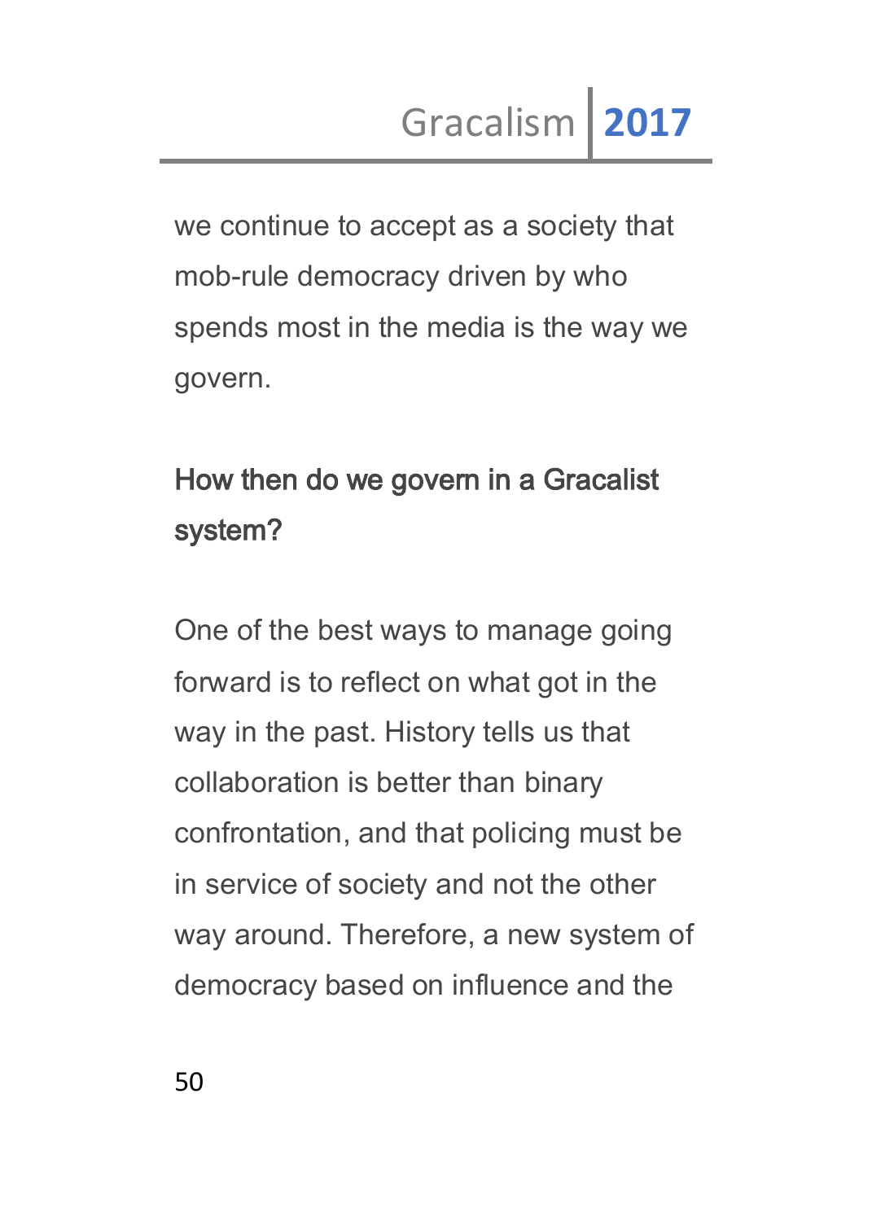we continue to accept as a society that mob-rule democracy driven by who spends most in the media is the way we govern.

### How then do we govern in a Gracalist system?

One of the best ways to manage going forward is to reflect on what got in the way in the past. History tells us that collaboration is better than binary confrontation, and that policing must be in service of society and not the other way around. Therefore, a new system of democracy based on influence and the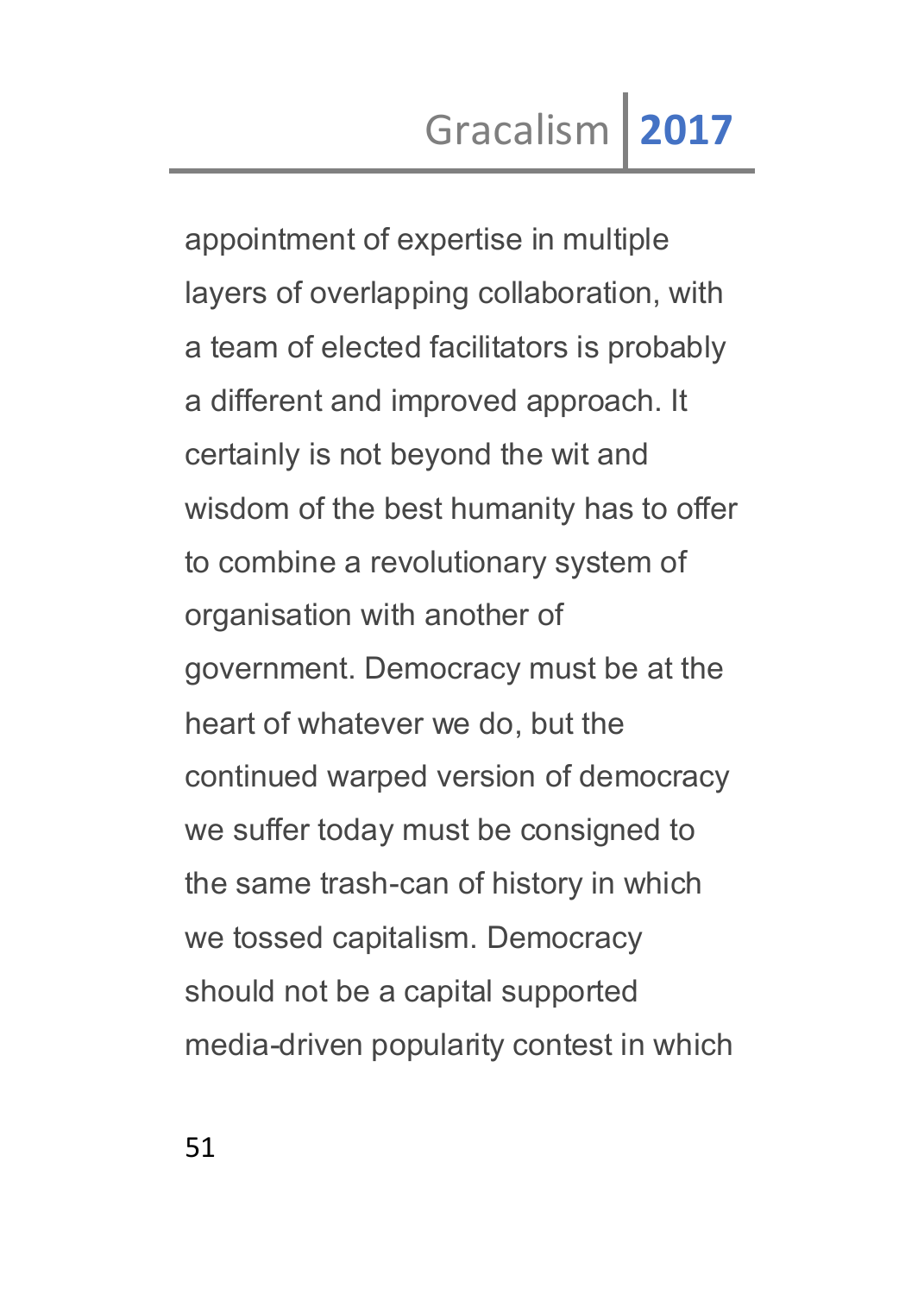appointment of expertise in multiple layers of overlapping collaboration, with a team of elected facilitators is probably a different and improved approach. It certainly is not beyond the wit and wisdom of the best humanity has to offer to combine a revolutionary system of organisation with another of government. Democracy must be at the heart of whatever we do, but the continued warped version of democracy we suffer today must be consigned to the same trash-can of history in which we tossed capitalism. Democracy should not be a capital supported media-driven popularity contest in which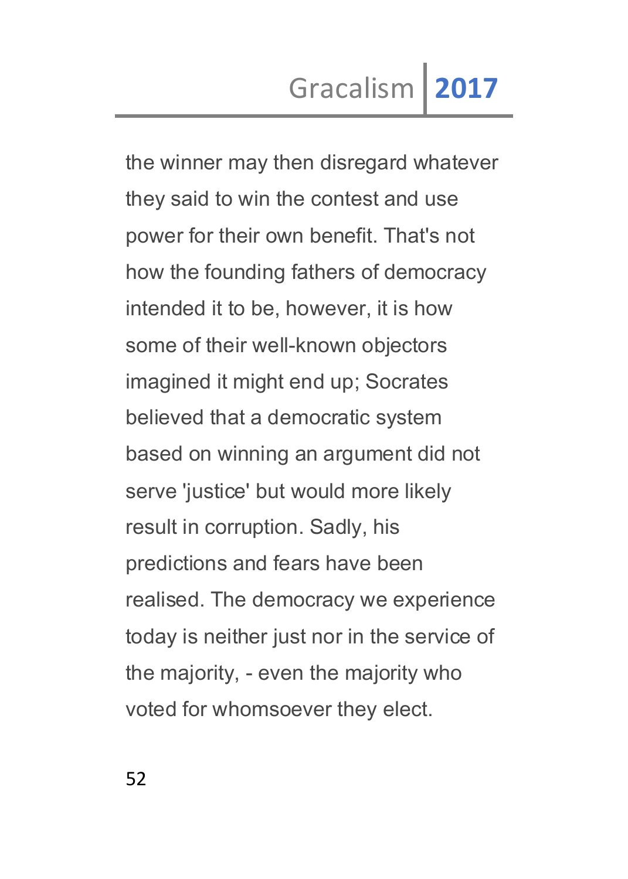the winner may then disregard whatever they said to win the contest and use power for their own benefit. That's not how the founding fathers of democracy intended it to be, however, it is how some of their well-known objectors imagined it might end up; Socrates believed that a democratic system based on winning an argument did not serve 'justice' but would more likely result in corruption. Sadly, his predictions and fears have been realised. The democracy we experience today is neither just nor in the service of the majority, - even the majority who voted for whomsoever they elect.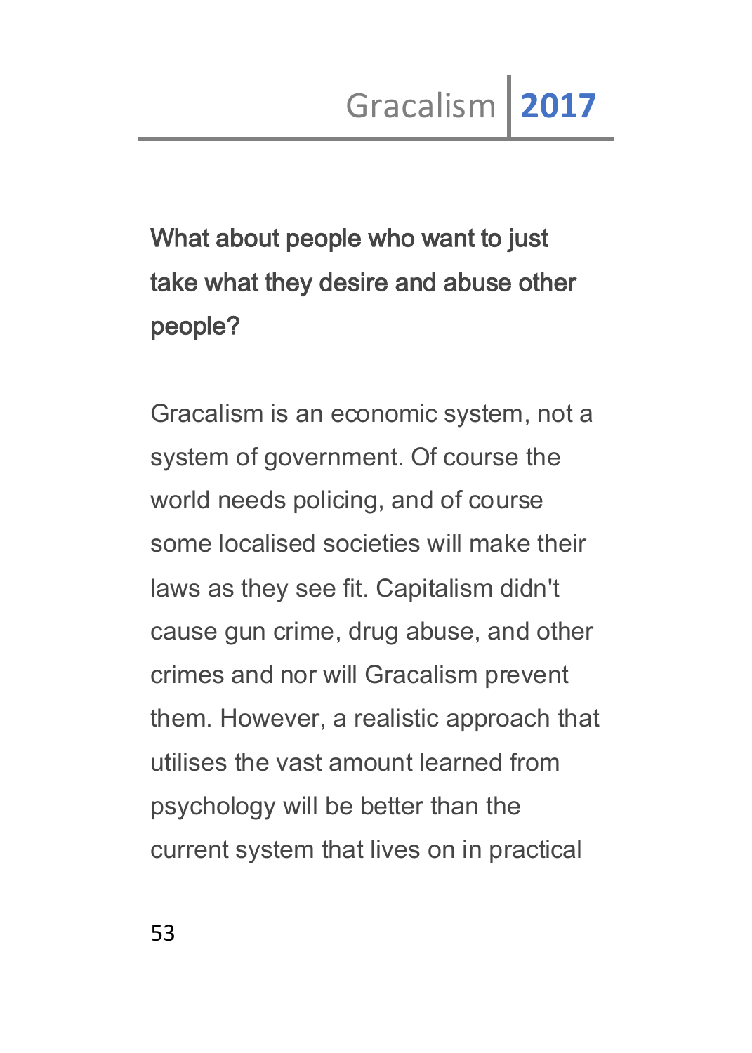**What about people who want to just take what they desire and abuse other people?**

Gracalism is an economic system, not a system of government. Of course the world needs policing, and of course some localised societies will make their laws as they see fit. Capitalism didn't cause gun crime, drug abuse, and other crimes and nor will Gracalism prevent them. However, a realistic approach that utilises the vast amount learned from psychology will be better than the current system that lives on in practical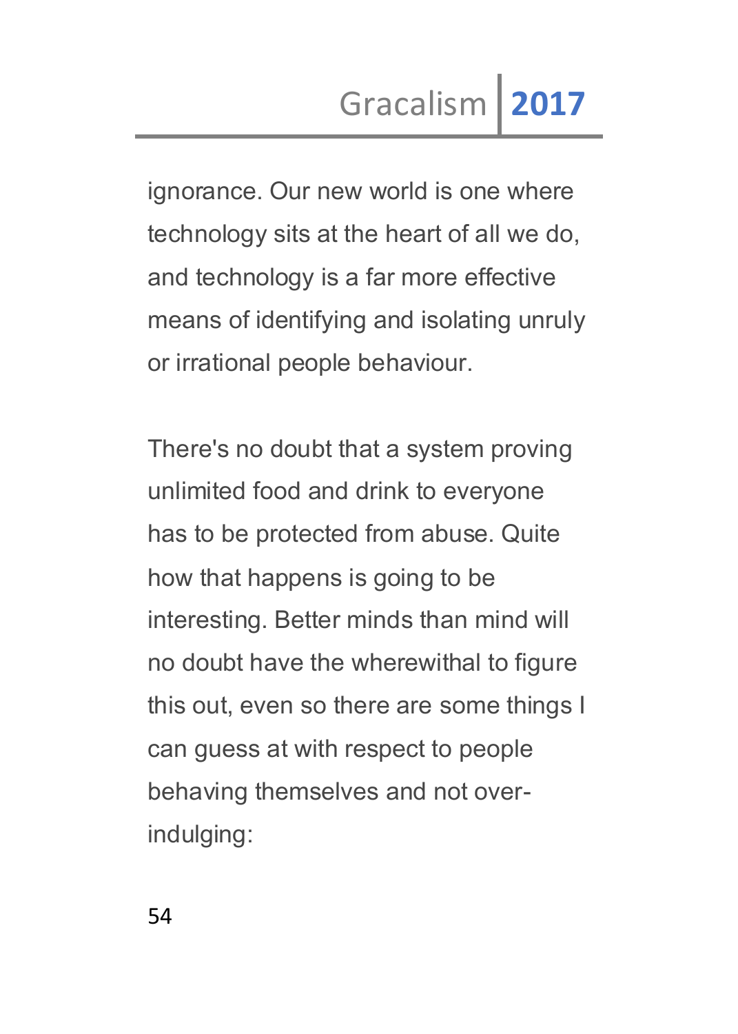ignorance. Our new world is one where technology sits at the heart of all we do, and technology is a far more effective means of identifying and isolating unruly or irrational people behaviour.

There's no doubt that a system proving unlimited food and drink to everyone has to be protected from abuse. Quite how that happens is going to be interesting. Better minds than mind will no doubt have the wherewithal to figure this out, even so there are some things I can guess at with respect to people behaving themselves and not over-indulging: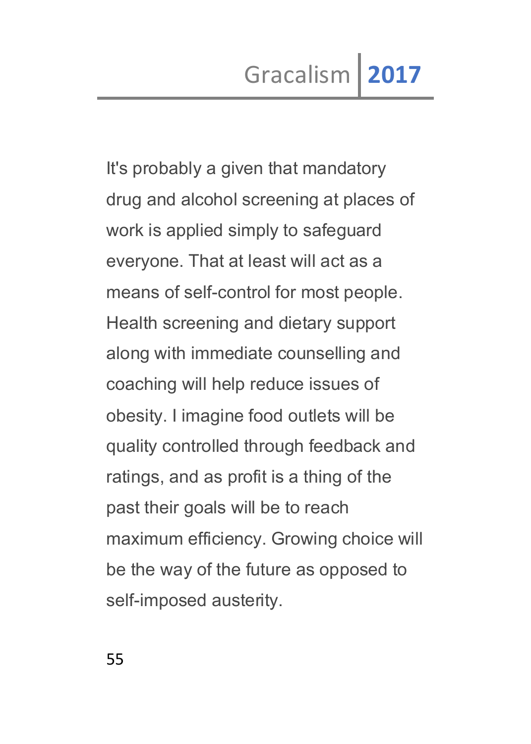It's probably a given that mandatory drug and alcohol screening at places of work is applied simply to safeguard everyone. That at least will act as a means of self-control for most people. Health screening and dietary support along with immediate counselling and coaching will help reduce issues of obesity. I imagine food outlets will be quality controlled through feedback and ratings, and as profit is a thing of the past their goals will be to reach maximum efficiency. Growing choice will be the way of the future as opposed to self-imposed austerity.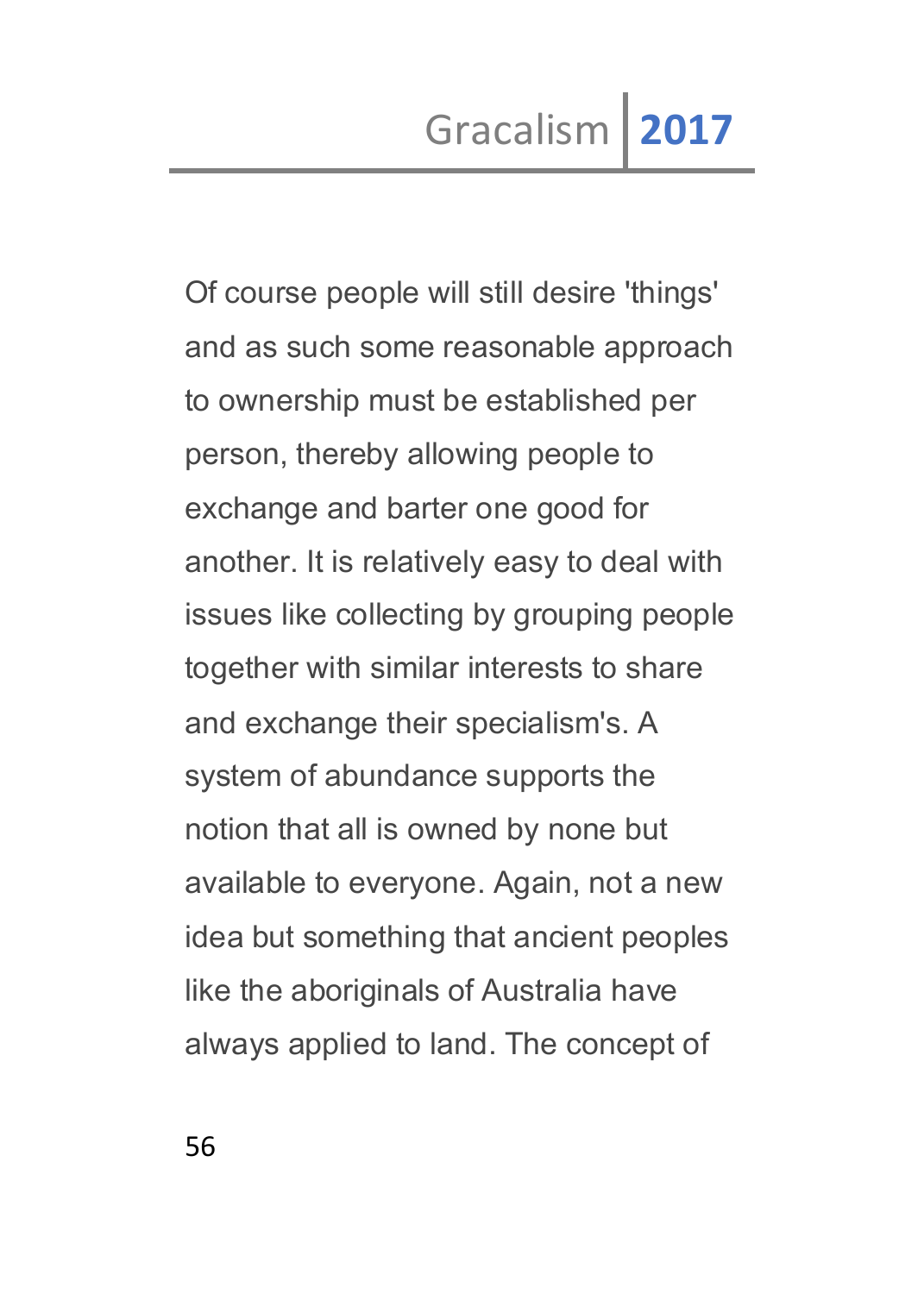Of course people will still desire 'things' and as such some reasonable approach to ownership must be established per person, thereby allowing people to exchange and barter one good for another. It is relatively easy to deal with issues like collecting by grouping people together with similar interests to share and exchange their specialism's. A system of abundance supports the notion that all is owned by none but available to everyone. Again, not a new idea but something that ancient peoples like the aboriginals of Australia have always applied to land. The concept of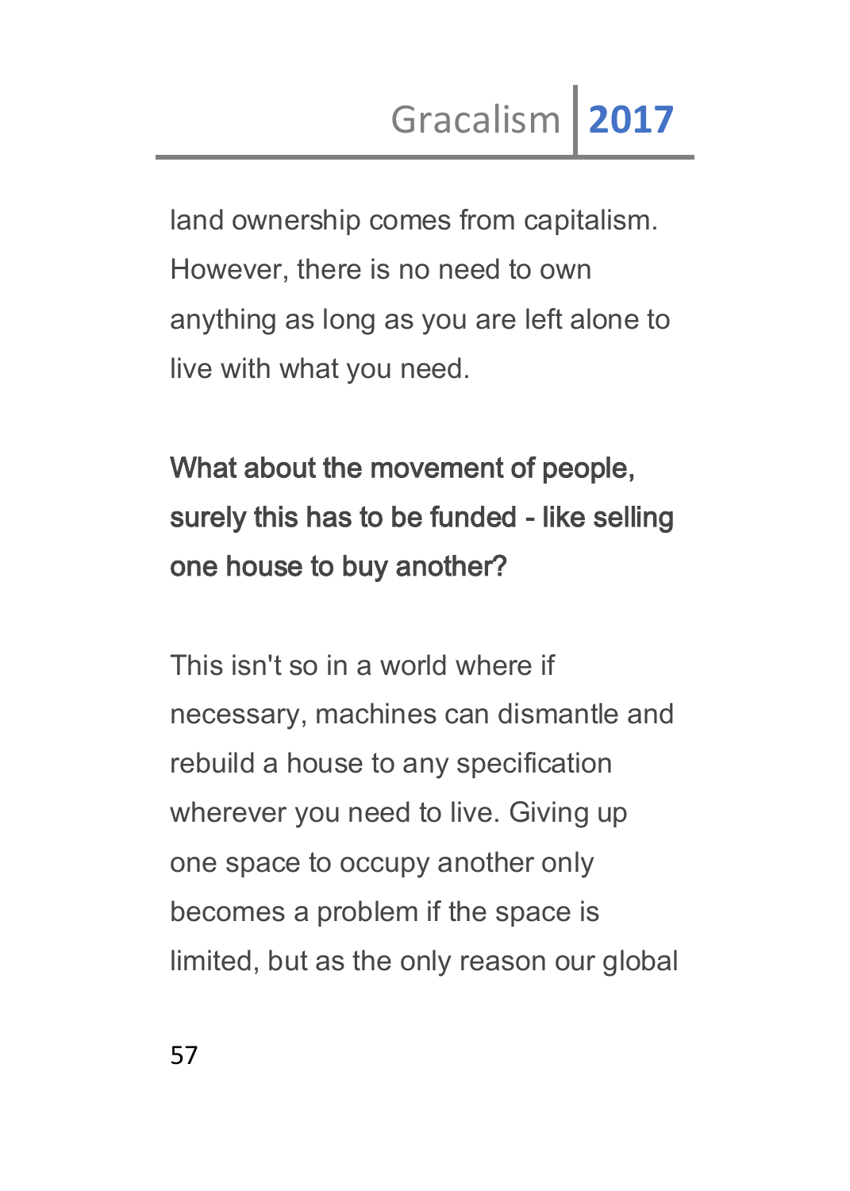land ownership comes from capitalism. However, there is no need to own anything as long as you are left alone to live with what you need.

**What about the movement of people, surely this has to be funded - like selling one house to buy another?**

This isn't so in a world where if necessary, machines can dismantle and rebuild a house to any specification wherever you need to live. Giving up one space to occupy another only becomes a problem if the space is limited, but as the only reason our global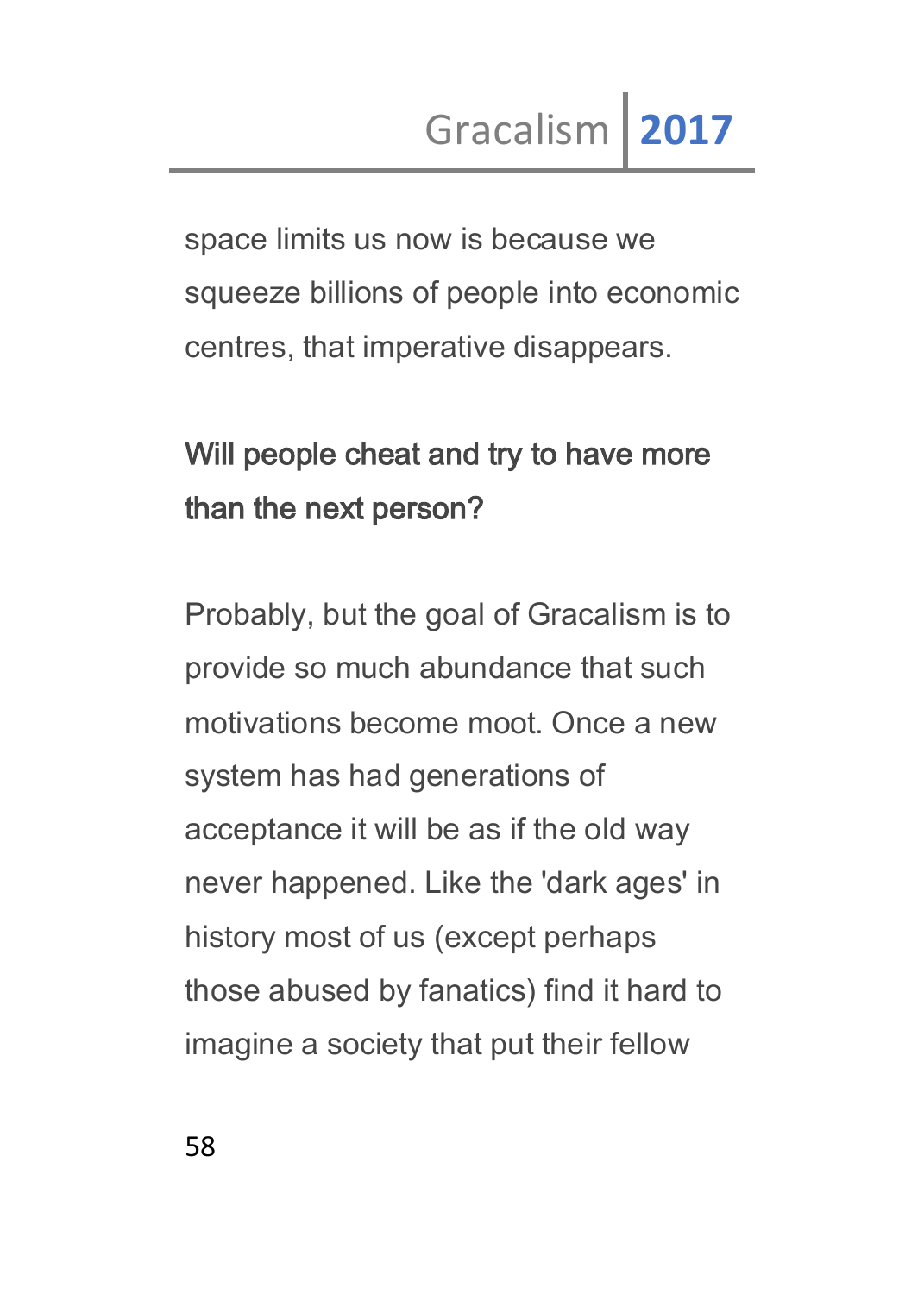space limits us now is because we squeeze billions of people into economic centres, that imperative disappears.

### Will people cheat and try to have more than the next person?

Probably, but the goal of Gracalism is to provide so much abundance that such motivations become moot. Once a new system has had generations of acceptance it will be as if the old way never happened. Like the 'dark ages' in history most of us (except perhaps those abused by fanatics) find it hard to imagine a society that put their fellow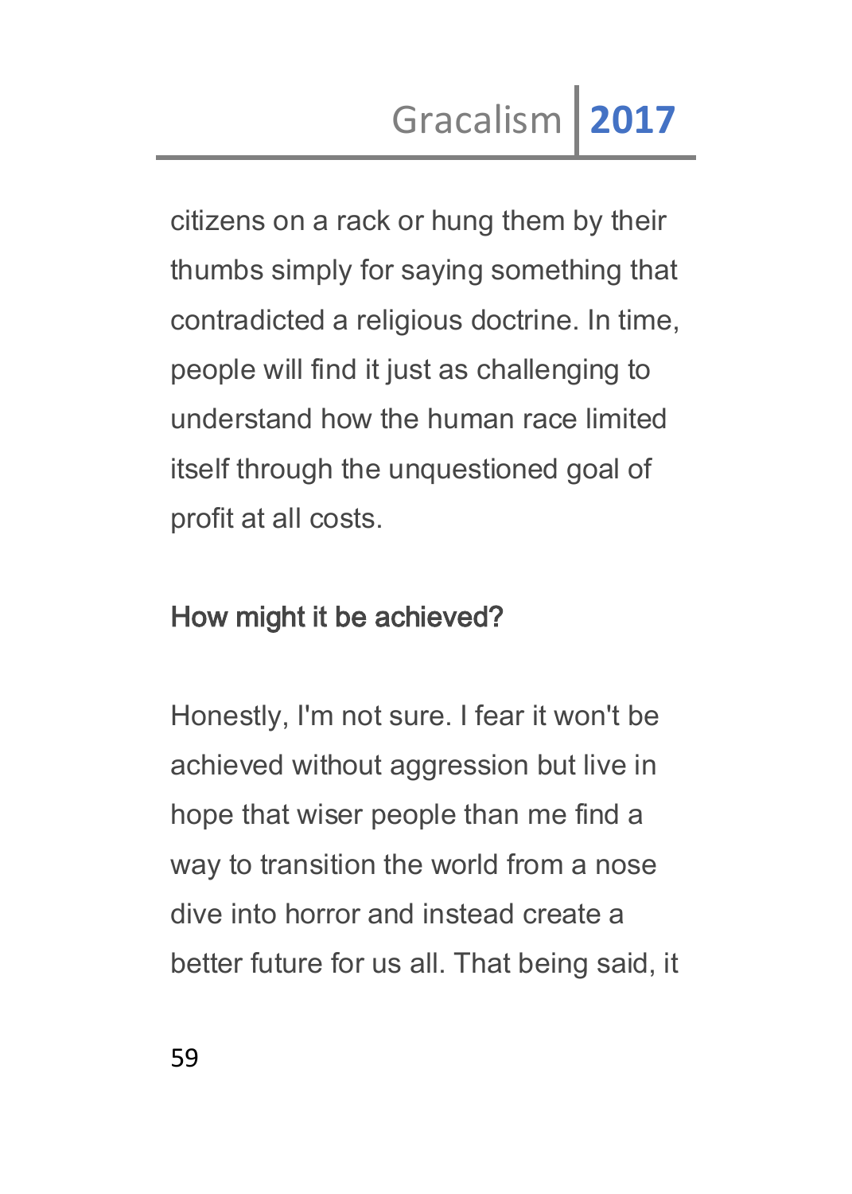citizens on a rack or hung them by their thumbs simply for saying something that contradicted a religious doctrine. In time, people will find it just as challenging to understand how the human race limited itself through the unquestioned goal of profit at all costs.

## How might it be achieved?

Honestly, I'm not sure. I fear it won't be achieved without aggression but live in hope that wiser people than me find a way to transition the world from a nose dive into horror and instead create a better future for us all. That being said, it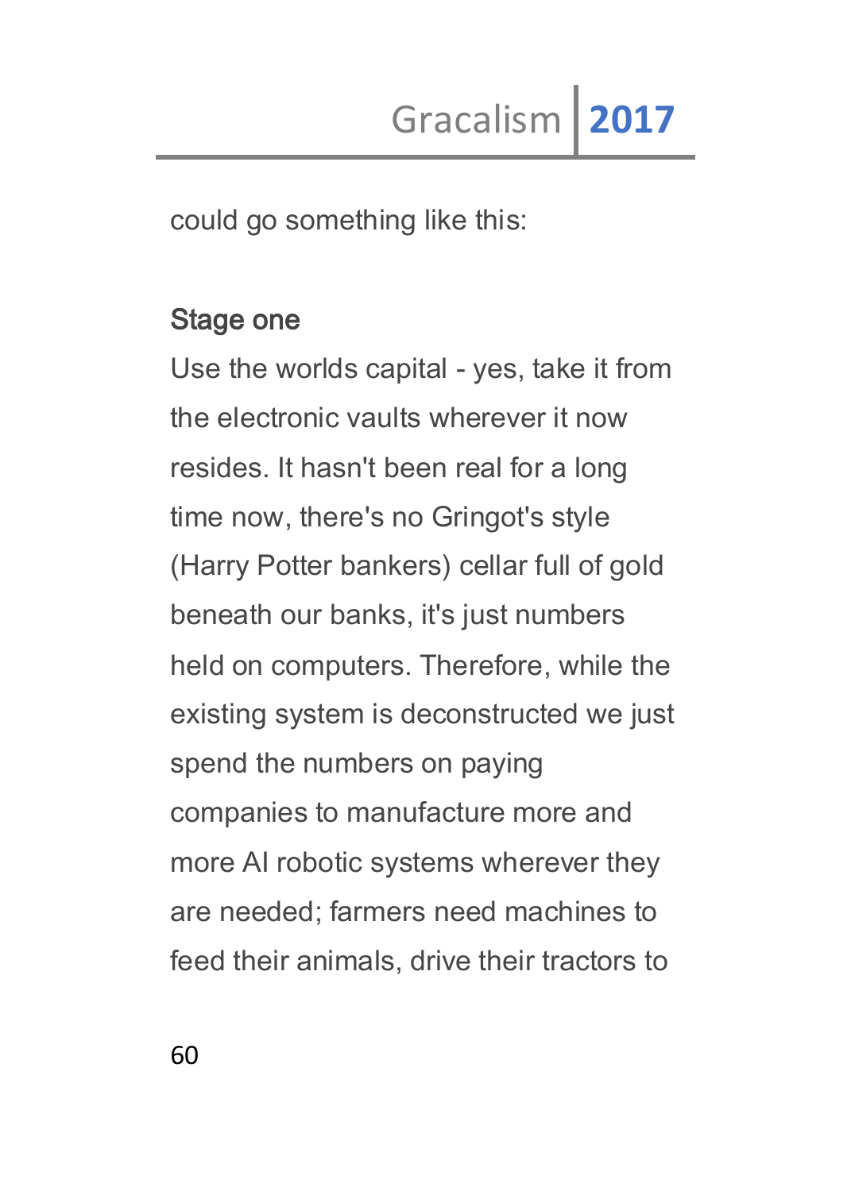could go something like this:

### Stage one

Use the worlds capital - yes, take it from the electronic vaults wherever it now resides. It hasn't been real for a long time now, there's no Gringot's style (Harry Potter bankers) cellar full of gold beneath our banks, it's just numbers held on computers. Therefore, while the existing system is deconstructed we just spend the numbers on paying companies to manufacture more and more AI robotic systems wherever they are needed; farmers need machines to feed their animals, drive their tractors to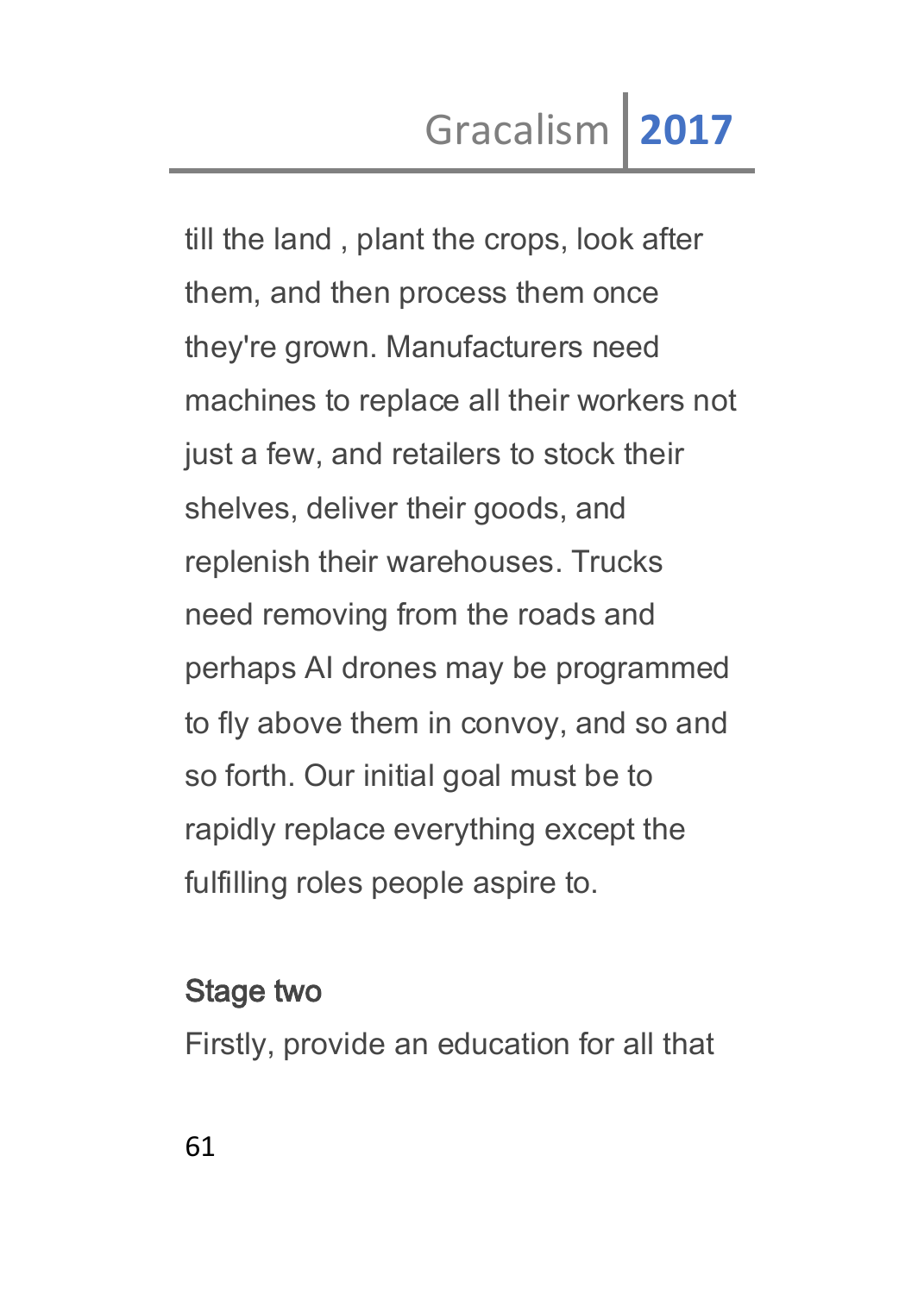till the land , plant the crops, look after them, and then process them once they're grown. Manufacturers need machines to replace all their workers not just a few, and retailers to stock their shelves, deliver their goods, and replenish their warehouses. Trucks need removing from the roads and perhaps AI drones may be programmed to fly above them in convoy, and so and so forth. Our initial goal must be to rapidly replace everything except the fulfilling roles people aspire to.

### Stage two

Firstly, provide an education for all that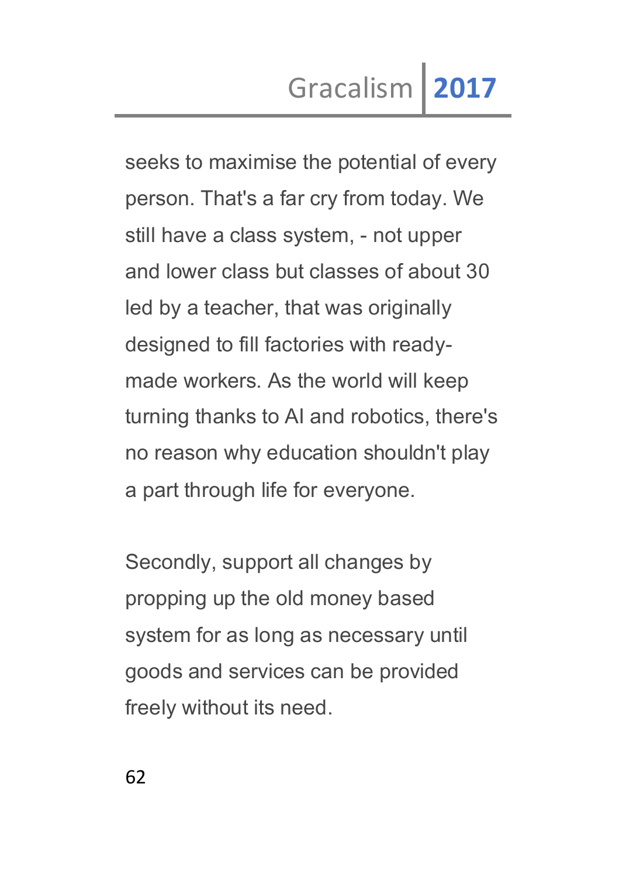seeks to maximise the potential of every person. That's a far cry from today. We still have a class system, - not upper and lower class but classes of about 30 led by a teacher, that was originally designed to fill factories with ready-made workers. As the world will keep turning thanks to AI and robotics, there's no reason why education shouldn't play a part through life for everyone.

Secondly, support all changes by propping up the old money based system for as long as necessary until goods and services can be provided freely without its need.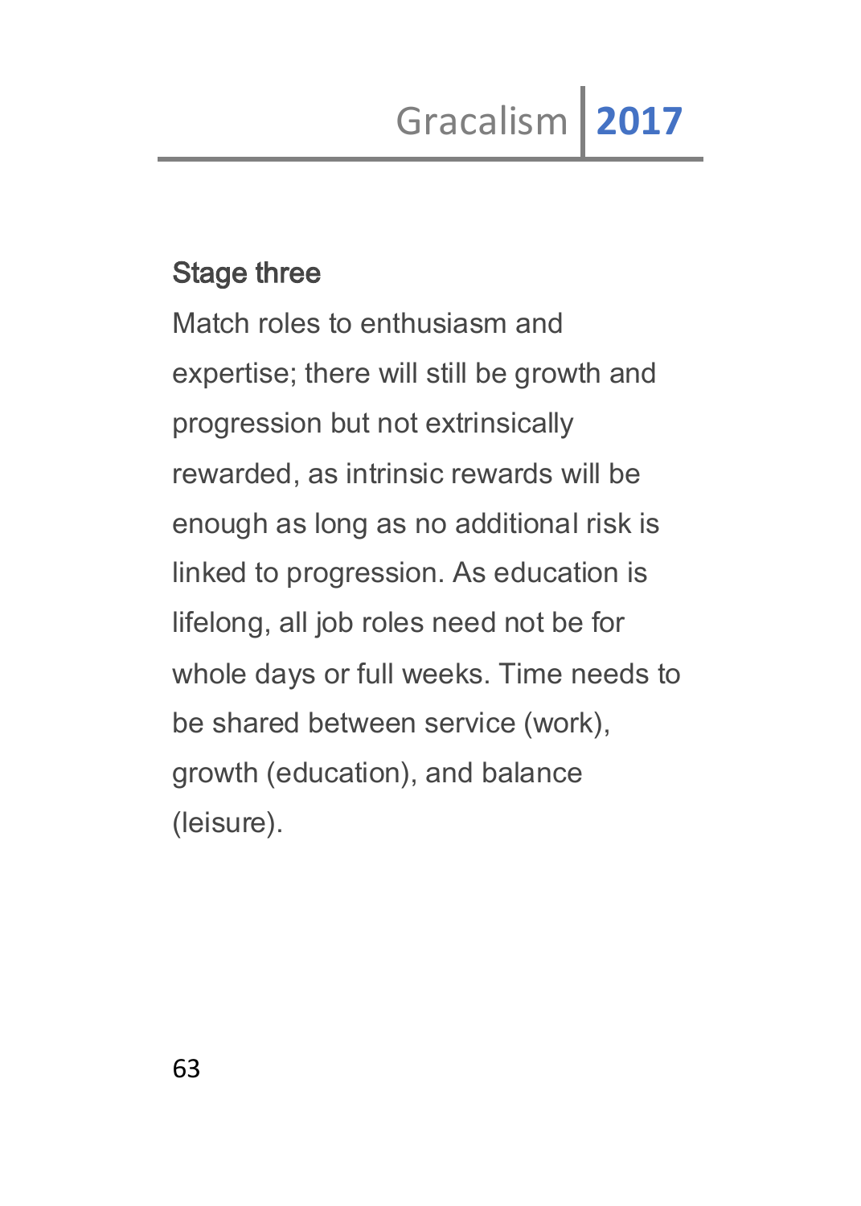### Stage three

Match roles to enthusiasm and expertise; there will still be growth and progression but not extrinsically rewarded, as intrinsic rewards will be enough as long as no additional risk is linked to progression. As education is lifelong, all job roles need not be for whole days or full weeks. Time needs to be shared between service (work), growth (education), and balance (leisure).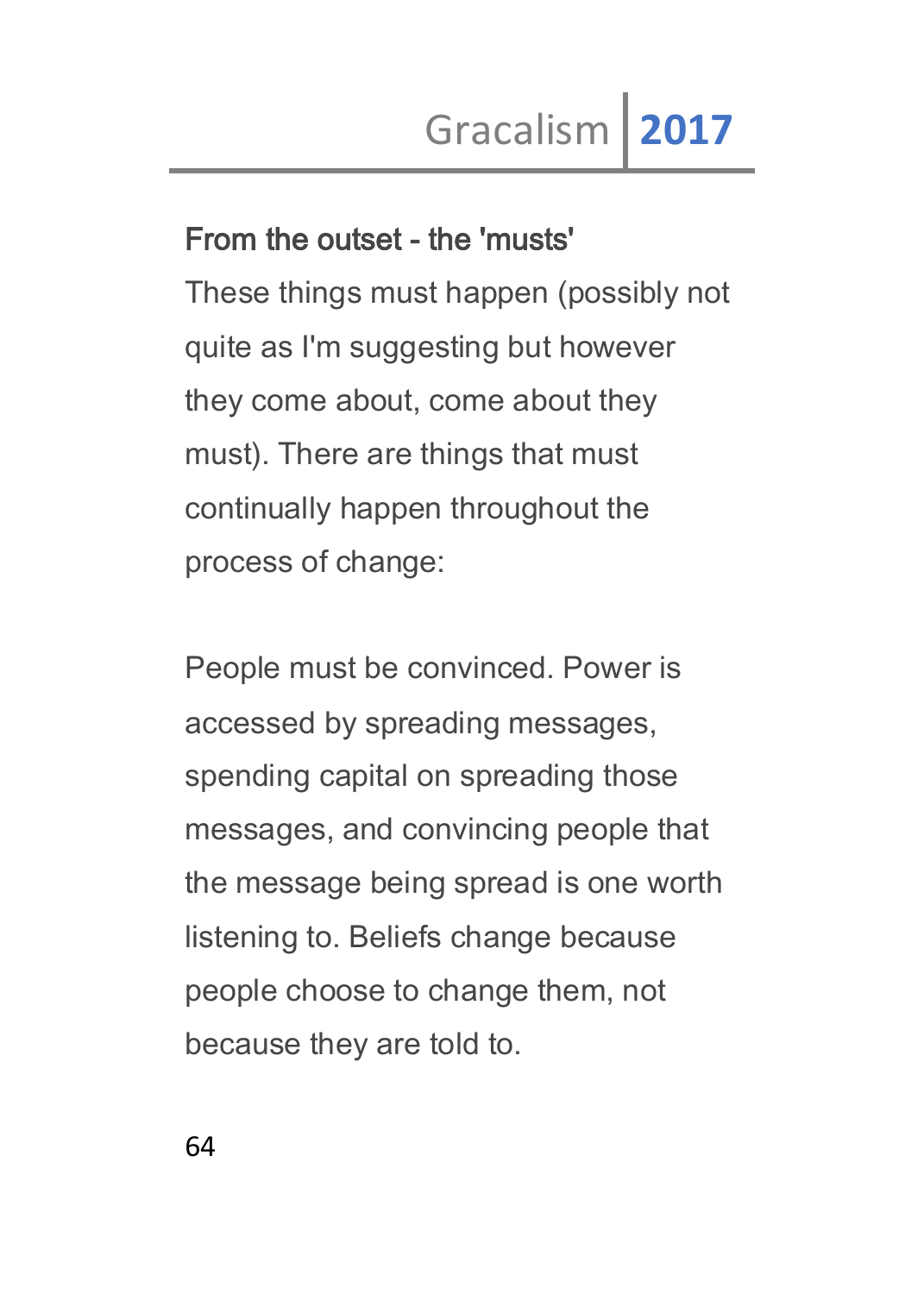**From the outset - the 'musts'**

These things must happen (possibly not quite as I'm suggesting but however they come about, come about they must). There are things that must continually happen throughout the process of change:

People must be convinced. Power is accessed by spreading messages, spending capital on spreading those messages, and convincing people that the message being spread is one worth listening to. Beliefs change because people choose to change them, not because they are told to.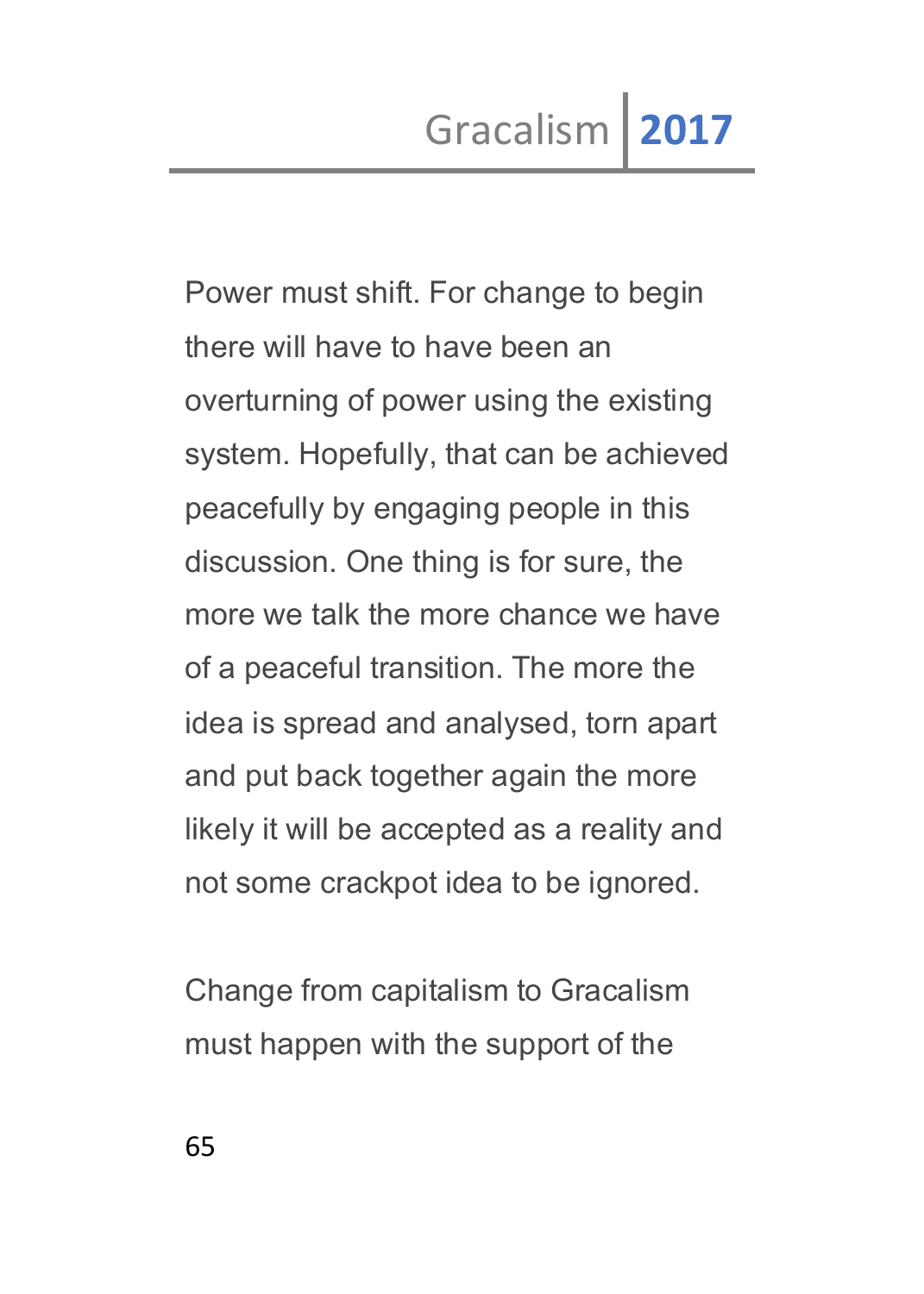Power must shift. For change to begin there will have to have been an overturning of power using the existing system. Hopefully, that can be achieved peacefully by engaging people in this discussion. One thing is for sure, the more we talk the more chance we have of a peaceful transition. The more the idea is spread and analysed, torn apart and put back together again the more likely it will be accepted as a reality and not some crackpot idea to be ignored.

Change from capitalism to Gracalism must happen with the support of the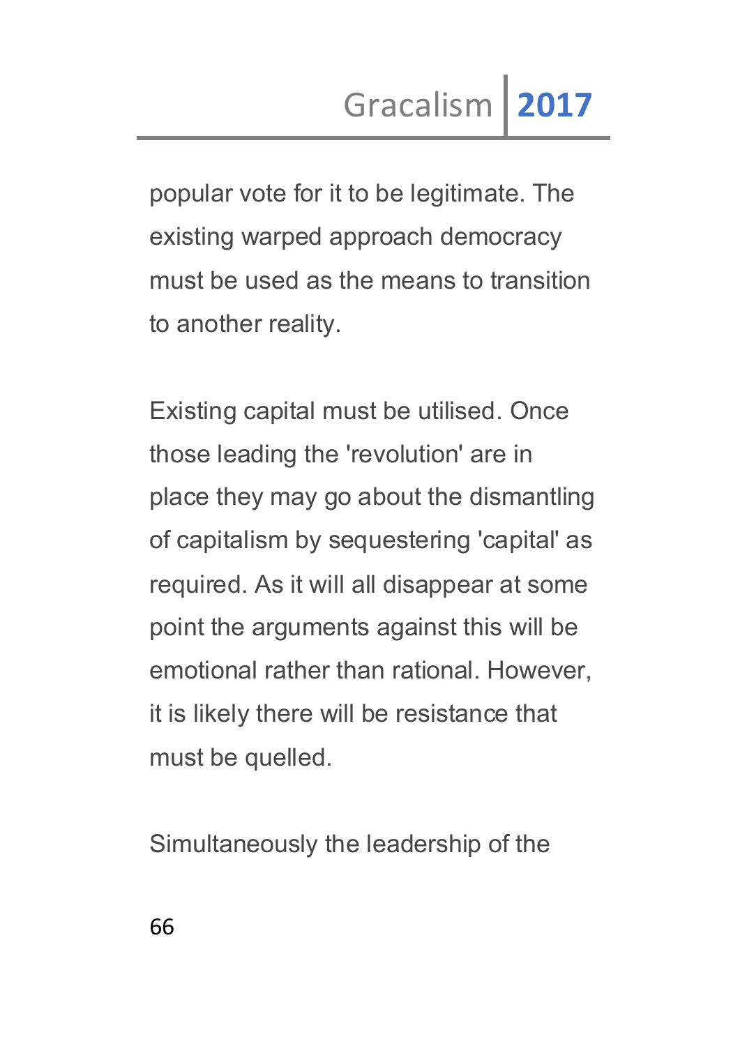popular vote for it to be legitimate. The existing warped approach democracy must be used as the means to transition to another reality.

Existing capital must be utilised. Once those leading the 'revolution' are in place they may go about the dismantling of capitalism by sequestering 'capital' as required. As it will all disappear at some point the arguments against this will be emotional rather than rational. However, it is likely there will be resistance that must be quelled.

Simultaneously the leadership of the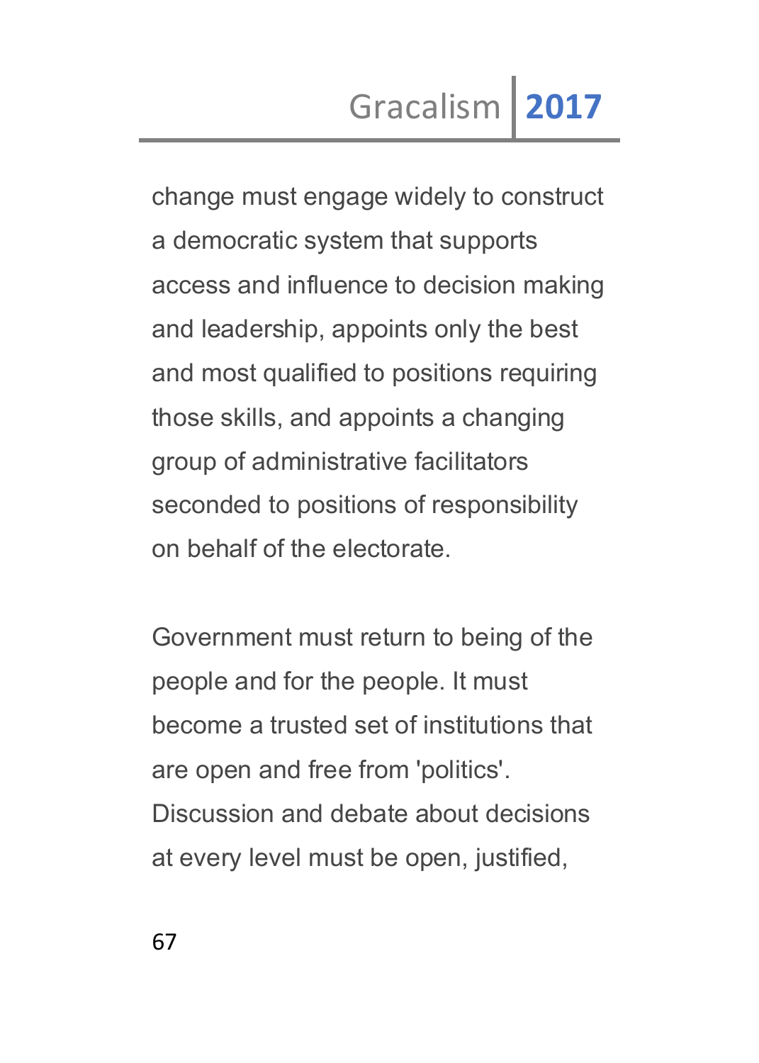change must engage widely to construct a democratic system that supports access and influence to decision making and leadership, appoints only the best and most qualified to positions requiring those skills, and appoints a changing group of administrative facilitators seconded to positions of responsibility on behalf of the electorate.

Government must return to being of the people and for the people. It must become a trusted set of institutions that are open and free from 'politics'. Discussion and debate about decisions at every level must be open, justified,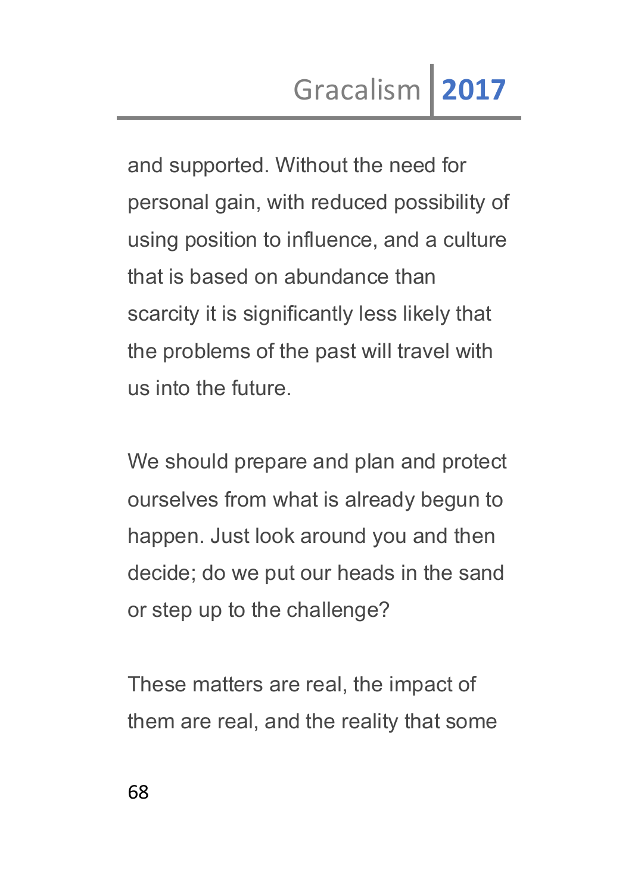and supported. Without the need for personal gain, with reduced possibility of using position to influence, and a culture that is based on abundance than scarcity it is significantly less likely that the problems of the past will travel with us into the future.

We should prepare and plan and protect ourselves from what is already begun to happen. Just look around you and then decide; do we put our heads in the sand or step up to the challenge?

These matters are real, the impact of them are real, and the reality that some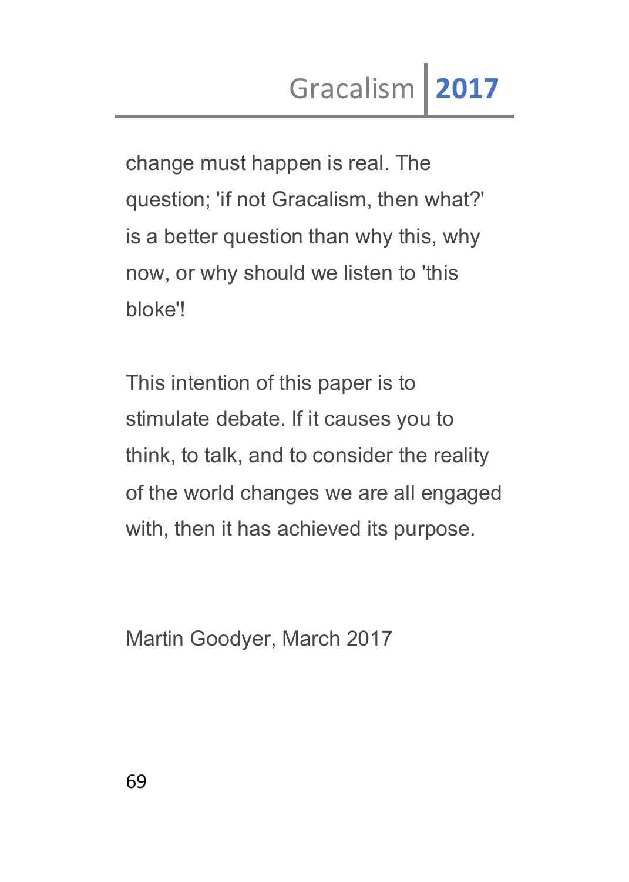change must happen is real. The question; 'if not Gracalism, then what?' is a better question than why this, why now, or why should we listen to 'this bloke'!

This intention of this paper is to stimulate debate. If it causes you to think, to talk, and to consider the reality of the world changes we are all engaged with, then it has achieved its purpose.

Martin Goodyer, March 2017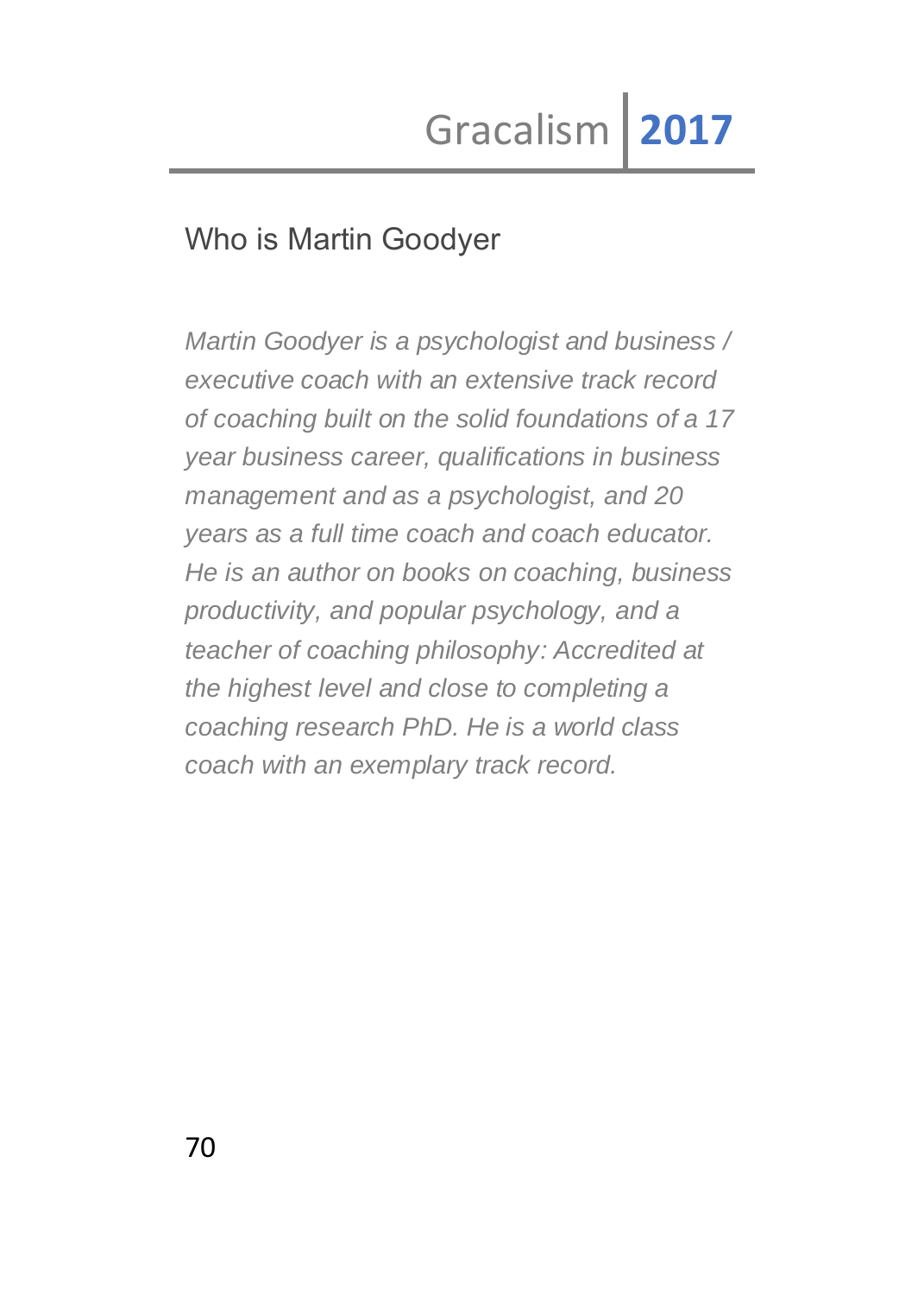## Who is Martin Goodyer

*Martin Goodyer is a psychologist and business / executive coach with an extensive track record of coaching built on the solid foundations of a 17 year business career, qualifications in business management and as a psychologist, and 20 years as a full time coach and coach educator. He is an author on books on coaching, business productivity, and popular psychology, and a teacher of coaching philosophy: Accredited at the highest level and close to completing a coaching research PhD. He is a world class coach with an exemplary track record.*